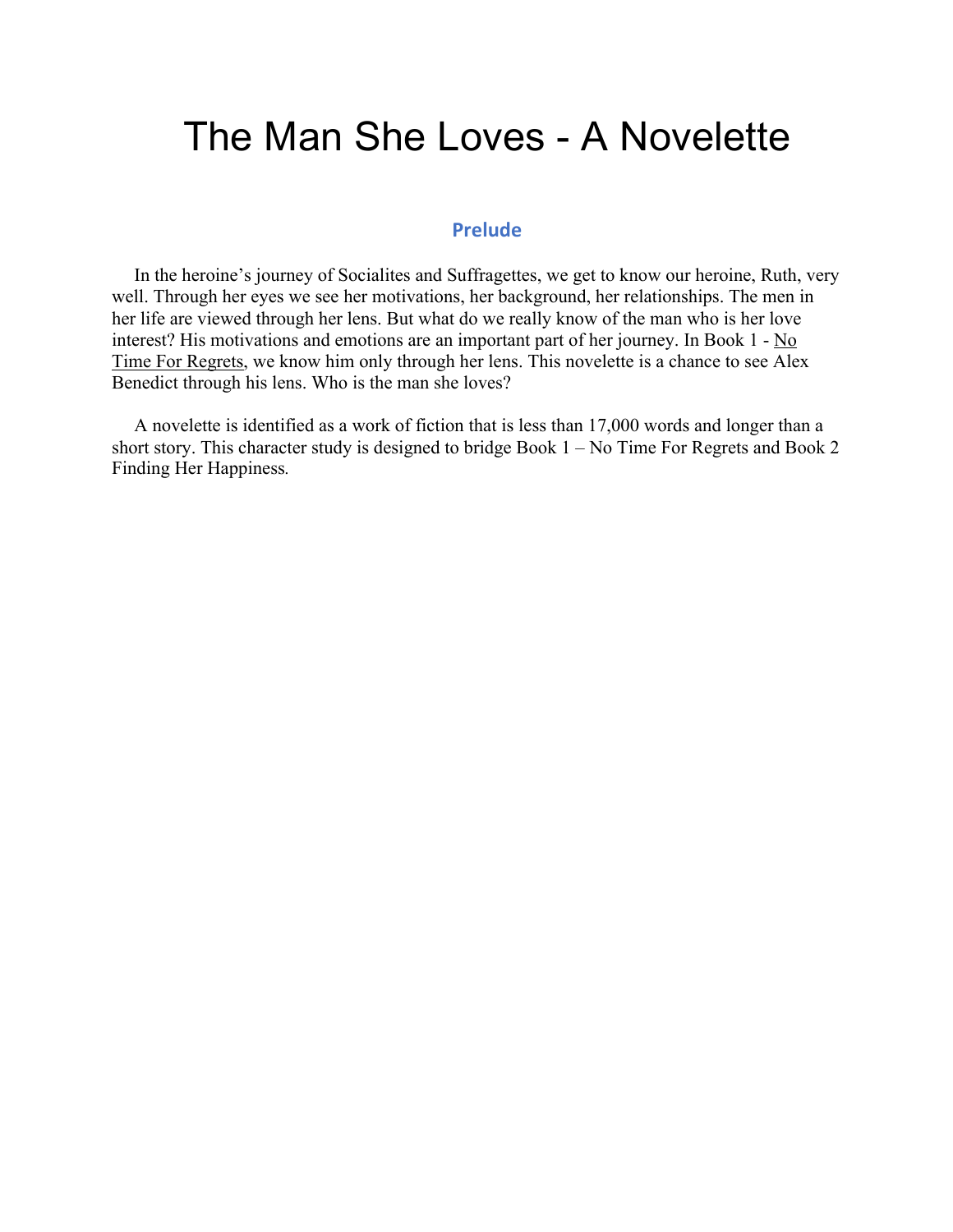# The Man She Loves - A Novelette

## Prelude

In the heroine's journey of Socialites and Suffragettes, we get to know our heroine, Ruth, very well. Through her eyes we see her motivations, her background, her relationships. The men in her life are viewed through her lens. But what do we really know of the man who is her love interest? His motivations and emotions are an important part of her journey. In Book 1 - No Time For Regrets, we know him only through her lens. This novelette is a chance to see Alex Benedict through his lens. Who is the man she loves?

A novelette is identified as a work of fiction that is less than 17,000 words and longer than a short story. This character study is designed to bridge Book 1 – No Time For Regrets and Book 2 Finding Her Happiness.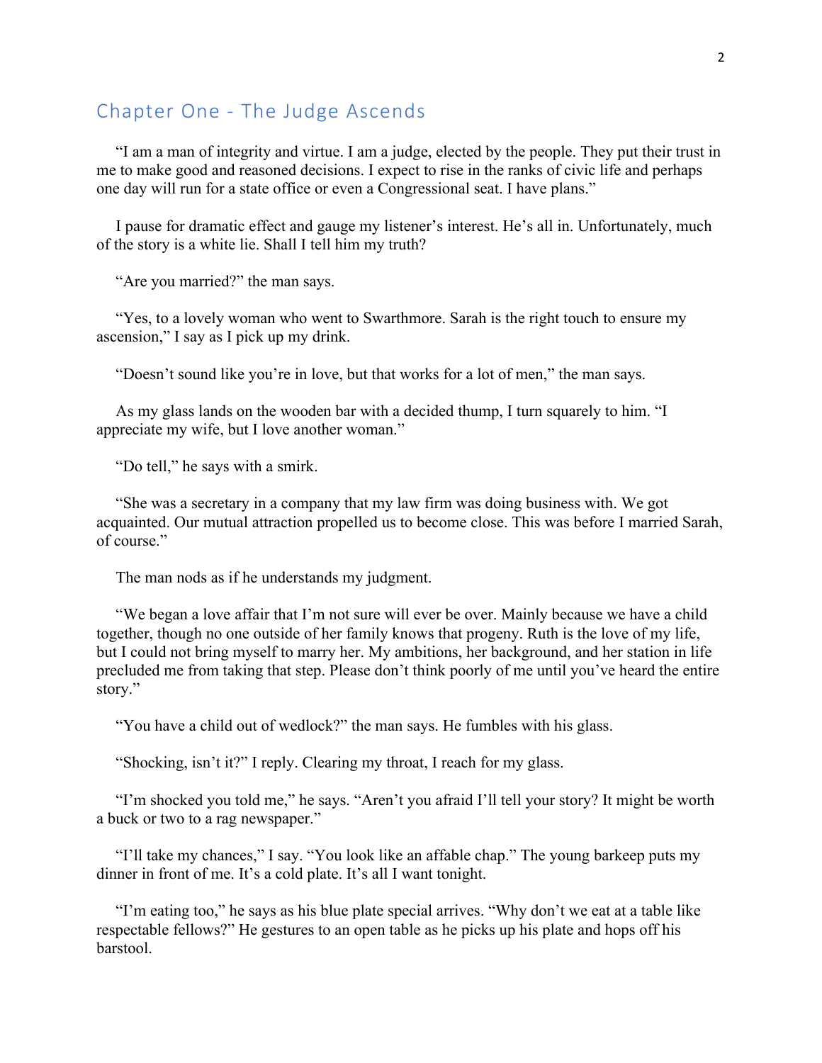## Chapter One - The Judge Ascends

"I am a man of integrity and virtue. I am a judge, elected by the people. They put their trust in me to make good and reasoned decisions. I expect to rise in the ranks of civic life and perhaps one day will run for a state office or even a Congressional seat. I have plans."

I pause for dramatic effect and gauge my listener's interest. He's all in. Unfortunately, much of the story is a white lie. Shall I tell him my truth?

"Are you married?" the man says.

"Yes, to a lovely woman who went to Swarthmore. Sarah is the right touch to ensure my ascension," I say as I pick up my drink.

"Doesn't sound like you're in love, but that works for a lot of men," the man says.

As my glass lands on the wooden bar with a decided thump, I turn squarely to him. "I appreciate my wife, but I love another woman."

"Do tell," he says with a smirk.

"She was a secretary in a company that my law firm was doing business with. We got acquainted. Our mutual attraction propelled us to become close. This was before I married Sarah, of course."

The man nods as if he understands my judgment.

"We began a love affair that I'm not sure will ever be over. Mainly because we have a child together, though no one outside of her family knows that progeny. Ruth is the love of my life, but I could not bring myself to marry her. My ambitions, her background, and her station in life precluded me from taking that step. Please don't think poorly of me until you've heard the entire story."

"You have a child out of wedlock?" the man says. He fumbles with his glass.

"Shocking, isn't it?" I reply. Clearing my throat, I reach for my glass.

"I'm shocked you told me," he says. "Aren't you afraid I'll tell your story? It might be worth a buck or two to a rag newspaper."

"I'll take my chances," I say. "You look like an affable chap." The young barkeep puts my dinner in front of me. It's a cold plate. It's all I want tonight.

"I'm eating too," he says as his blue plate special arrives. "Why don't we eat at a table like respectable fellows?" He gestures to an open table as he picks up his plate and hops off his barstool.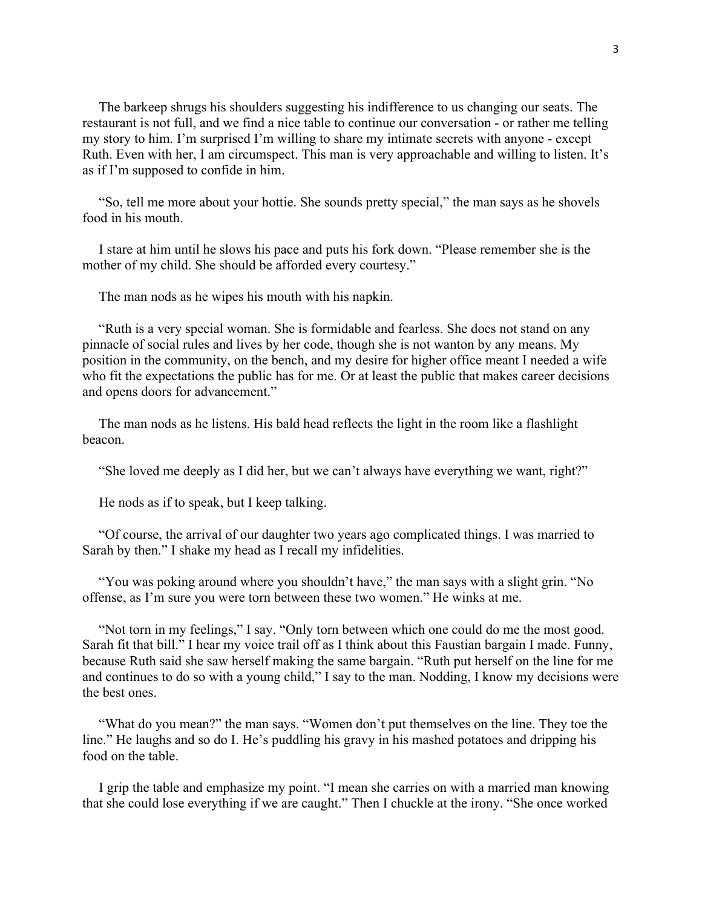The barkeep shrugs his shoulders suggesting his indifference to us changing our seats. The restaurant is not full, and we find a nice table to continue our conversation - or rather me telling my story to him. I'm surprised I'm willing to share my intimate secrets with anyone - except Ruth. Even with her, I am circumspect. This man is very approachable and willing to listen. It's as if I'm supposed to confide in him.

"So, tell me more about your hottie. She sounds pretty special," the man says as he shovels food in his mouth.

I stare at him until he slows his pace and puts his fork down. "Please remember she is the mother of my child. She should be afforded every courtesy."

The man nods as he wipes his mouth with his napkin.

"Ruth is a very special woman. She is formidable and fearless. She does not stand on any pinnacle of social rules and lives by her code, though she is not wanton by any means. My position in the community, on the bench, and my desire for higher office meant I needed a wife who fit the expectations the public has for me. Or at least the public that makes career decisions and opens doors for advancement."

The man nods as he listens. His bald head reflects the light in the room like a flashlight beacon.

"She loved me deeply as I did her, but we can't always have everything we want, right?"

He nods as if to speak, but I keep talking.

"Of course, the arrival of our daughter two years ago complicated things. I was married to Sarah by then." I shake my head as I recall my infidelities.

"You was poking around where you shouldn't have," the man says with a slight grin. "No offense, as I'm sure you were torn between these two women." He winks at me.

"Not torn in my feelings," I say. "Only torn between which one could do me the most good. Sarah fit that bill." I hear my voice trail off as I think about this Faustian bargain I made. Funny, because Ruth said she saw herself making the same bargain. "Ruth put herself on the line for me and continues to do so with a young child," I say to the man. Nodding, I know my decisions were the best ones.

"What do you mean?" the man says. "Women don't put themselves on the line. They toe the line." He laughs and so do I. He's puddling his gravy in his mashed potatoes and dripping his food on the table.

I grip the table and emphasize my point. "I mean she carries on with a married man knowing that she could lose everything if we are caught." Then I chuckle at the irony. "She once worked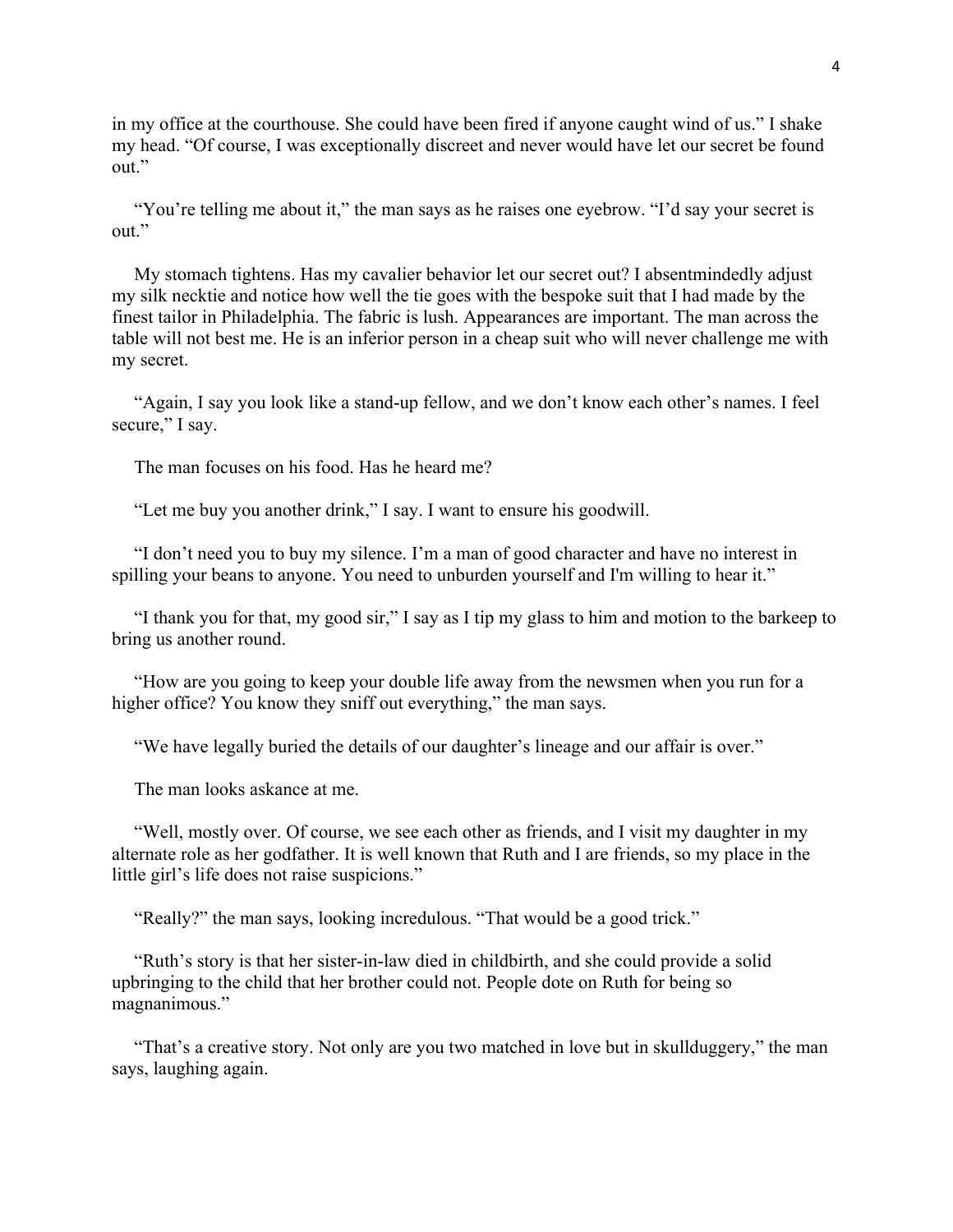in my office at the courthouse. She could have been fired if anyone caught wind of us." I shake my head. "Of course, I was exceptionally discreet and never would have let our secret be found out."

"You're telling me about it," the man says as he raises one eyebrow. "I'd say your secret is out."

My stomach tightens. Has my cavalier behavior let our secret out? I absentmindedly adjust my silk necktie and notice how well the tie goes with the bespoke suit that I had made by the finest tailor in Philadelphia. The fabric is lush. Appearances are important. The man across the table will not best me. He is an inferior person in a cheap suit who will never challenge me with my secret.

"Again, I say you look like a stand-up fellow, and we don't know each other's names. I feel secure," I say.

The man focuses on his food. Has he heard me?

"Let me buy you another drink," I say. I want to ensure his goodwill.

"I don't need you to buy my silence. I'm a man of good character and have no interest in spilling your beans to anyone. You need to unburden yourself and I'm willing to hear it."

"I thank you for that, my good sir," I say as I tip my glass to him and motion to the barkeep to bring us another round.

"How are you going to keep your double life away from the newsmen when you run for a higher office? You know they sniff out everything," the man says.

"We have legally buried the details of our daughter's lineage and our affair is over."

The man looks askance at me.

"Well, mostly over. Of course, we see each other as friends, and I visit my daughter in my alternate role as her godfather. It is well known that Ruth and I are friends, so my place in the little girl's life does not raise suspicions."

"Really?" the man says, looking incredulous. "That would be a good trick."

"Ruth's story is that her sister-in-law died in childbirth, and she could provide a solid upbringing to the child that her brother could not. People dote on Ruth for being so magnanimous."

"That's a creative story. Not only are you two matched in love but in skullduggery," the man says, laughing again.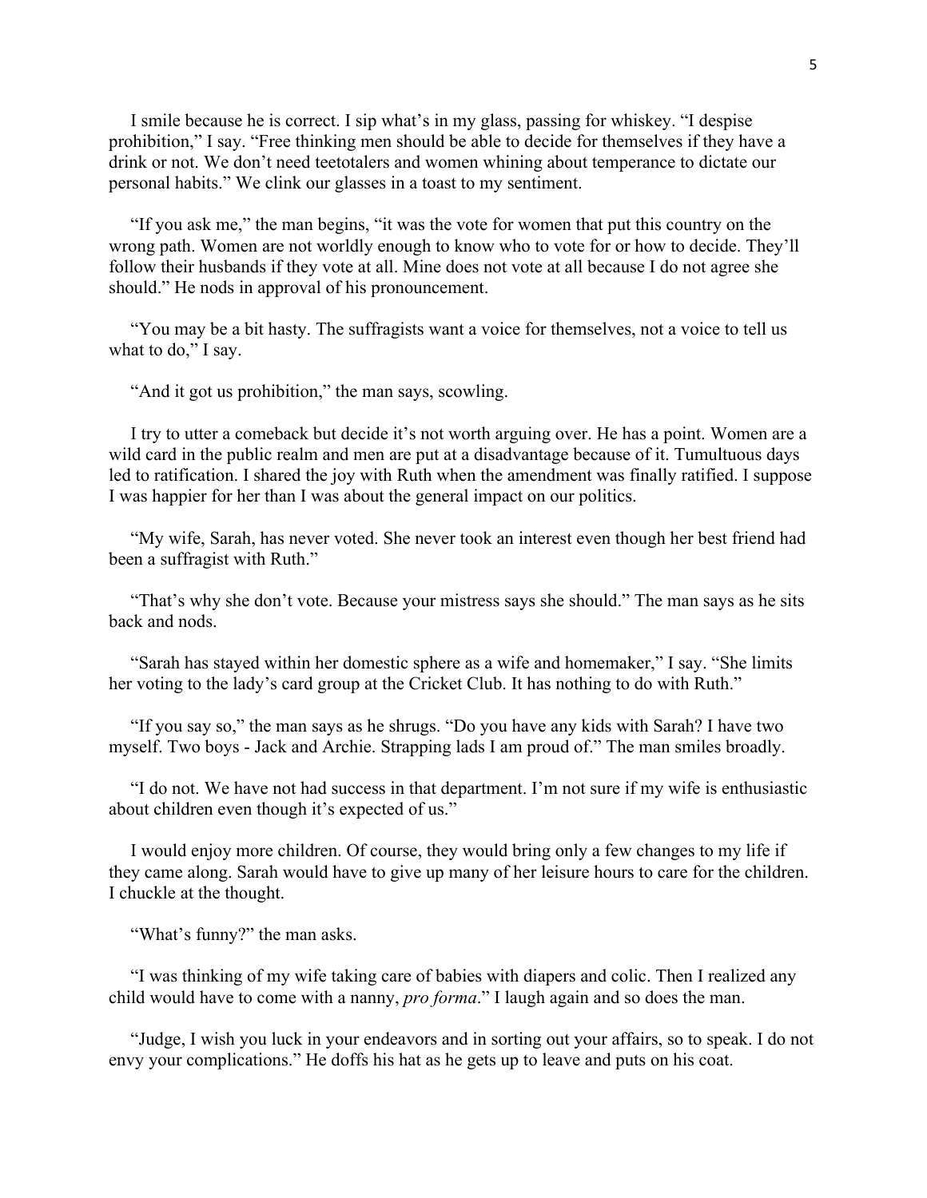I smile because he is correct. I sip what's in my glass, passing for whiskey. "I despise prohibition," I say. "Free thinking men should be able to decide for themselves if they have a drink or not. We don't need teetotalers and women whining about temperance to dictate our personal habits." We clink our glasses in a toast to my sentiment.

"If you ask me," the man begins, "it was the vote for women that put this country on the wrong path. Women are not worldly enough to know who to vote for or how to decide. They'll follow their husbands if they vote at all. Mine does not vote at all because I do not agree she should." He nods in approval of his pronouncement.

"You may be a bit hasty. The suffragists want a voice for themselves, not a voice to tell us what to do," I say.

"And it got us prohibition," the man says, scowling.

I try to utter a comeback but decide it's not worth arguing over. He has a point. Women are a wild card in the public realm and men are put at a disadvantage because of it. Tumultuous days led to ratification. I shared the joy with Ruth when the amendment was finally ratified. I suppose I was happier for her than I was about the general impact on our politics.

"My wife, Sarah, has never voted. She never took an interest even though her best friend had been a suffragist with Ruth."

"That's why she don't vote. Because your mistress says she should." The man says as he sits back and nods.

"Sarah has stayed within her domestic sphere as a wife and homemaker," I say. "She limits her voting to the lady's card group at the Cricket Club. It has nothing to do with Ruth."

"If you say so," the man says as he shrugs. "Do you have any kids with Sarah? I have two myself. Two boys - Jack and Archie. Strapping lads I am proud of." The man smiles broadly.

"I do not. We have not had success in that department. I'm not sure if my wife is enthusiastic about children even though it's expected of us."

I would enjoy more children. Of course, they would bring only a few changes to my life if they came along. Sarah would have to give up many of her leisure hours to care for the children. I chuckle at the thought.

"What's funny?" the man asks.

"I was thinking of my wife taking care of babies with diapers and colic. Then I realized any child would have to come with a nanny, *pro forma*." I laugh again and so does the man.

"Judge, I wish you luck in your endeavors and in sorting out your affairs, so to speak. I do not envy your complications." He doffs his hat as he gets up to leave and puts on his coat.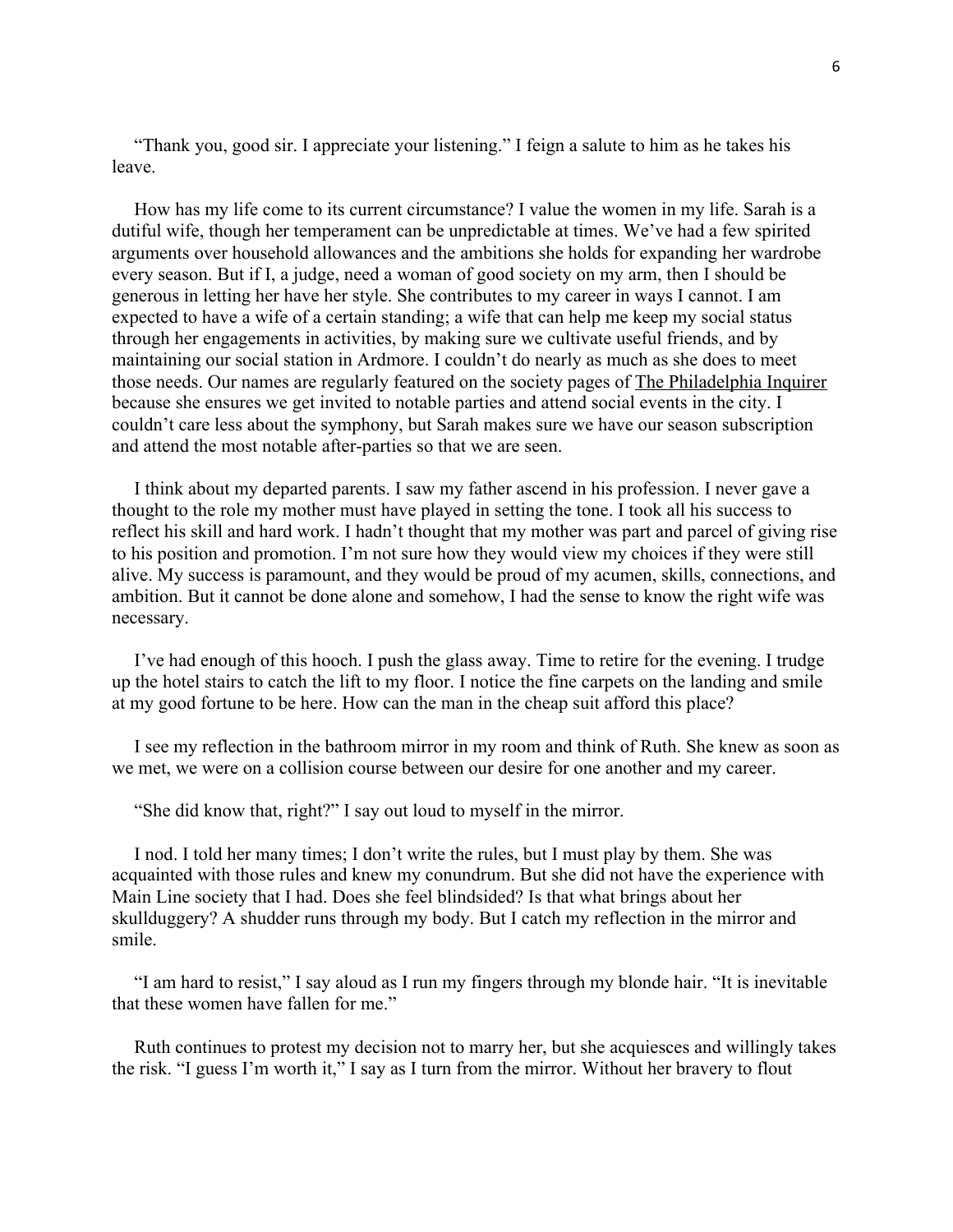"Thank you, good sir. I appreciate your listening." I feign a salute to him as he takes his leave.

How has my life come to its current circumstance? I value the women in my life. Sarah is a dutiful wife, though her temperament can be unpredictable at times. We've had a few spirited arguments over household allowances and the ambitions she holds for expanding her wardrobe every season. But if I, a judge, need a woman of good society on my arm, then I should be generous in letting her have her style. She contributes to my career in ways I cannot. I am expected to have a wife of a certain standing; a wife that can help me keep my social status through her engagements in activities, by making sure we cultivate useful friends, and by maintaining our social station in Ardmore. I couldn't do nearly as much as she does to meet those needs. Our names are regularly featured on the society pages of The Philadelphia Inquirer because she ensures we get invited to notable parties and attend social events in the city. I couldn't care less about the symphony, but Sarah makes sure we have our season subscription and attend the most notable after-parties so that we are seen.

I think about my departed parents. I saw my father ascend in his profession. I never gave a thought to the role my mother must have played in setting the tone. I took all his success to reflect his skill and hard work. I hadn't thought that my mother was part and parcel of giving rise to his position and promotion. I'm not sure how they would view my choices if they were still alive. My success is paramount, and they would be proud of my acumen, skills, connections, and ambition. But it cannot be done alone and somehow, I had the sense to know the right wife was necessary.

I've had enough of this hooch. I push the glass away. Time to retire for the evening. I trudge up the hotel stairs to catch the lift to my floor. I notice the fine carpets on the landing and smile at my good fortune to be here. How can the man in the cheap suit afford this place?

I see my reflection in the bathroom mirror in my room and think of Ruth. She knew as soon as we met, we were on a collision course between our desire for one another and my career.

"She did know that, right?" I say out loud to myself in the mirror.

I nod. I told her many times; I don't write the rules, but I must play by them. She was acquainted with those rules and knew my conundrum. But she did not have the experience with Main Line society that I had. Does she feel blindsided? Is that what brings about her skullduggery? A shudder runs through my body. But I catch my reflection in the mirror and smile.

"I am hard to resist," I say aloud as I run my fingers through my blonde hair. "It is inevitable that these women have fallen for me."

Ruth continues to protest my decision not to marry her, but she acquiesces and willingly takes the risk. "I guess I'm worth it," I say as I turn from the mirror. Without her bravery to flout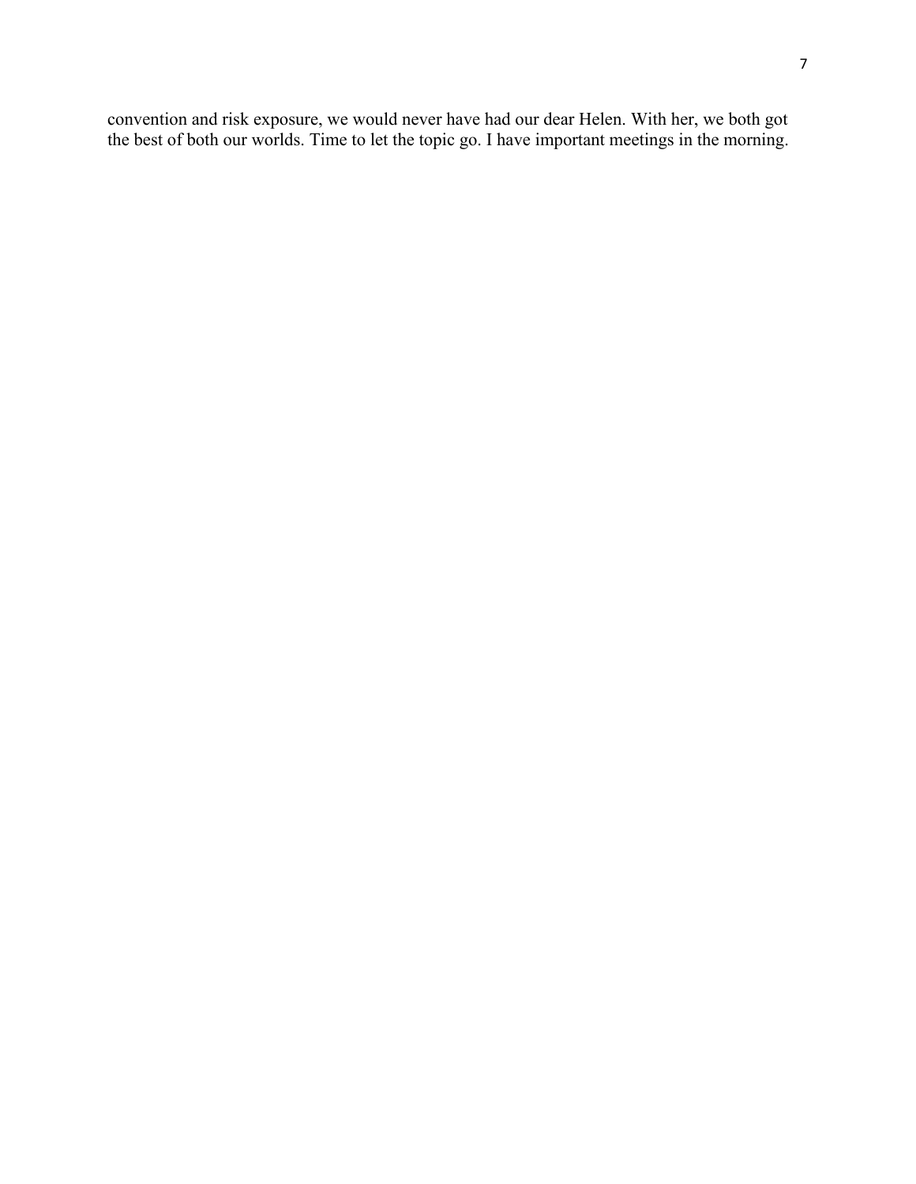convention and risk exposure, we would never have had our dear Helen. With her, we both got the best of both our worlds. Time to let the topic go. I have important meetings in the morning.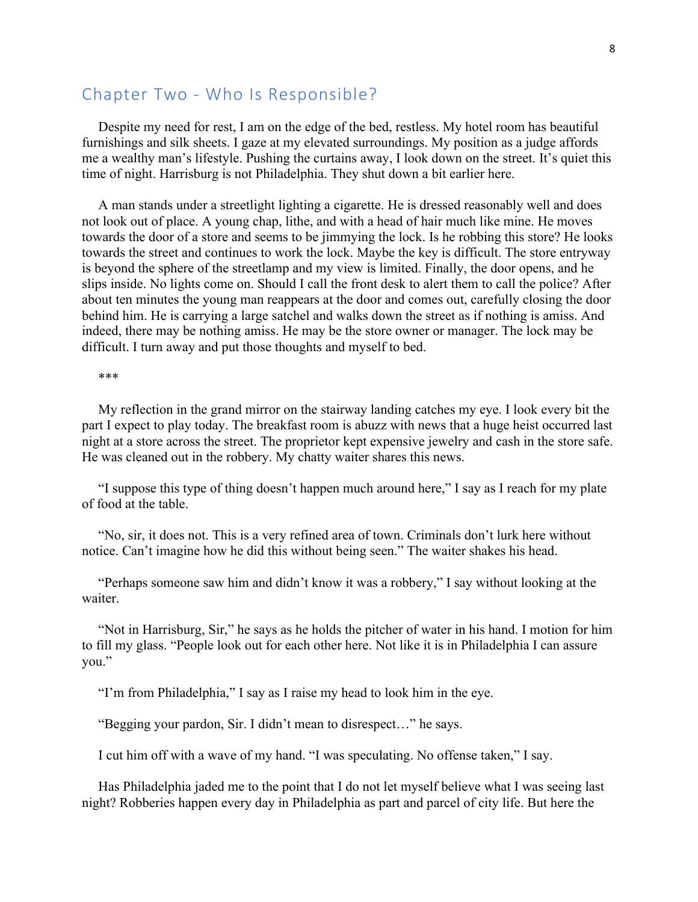## Chapter Two - Who Is Responsible?

Despite my need for rest, I am on the edge of the bed, restless. My hotel room has beautiful furnishings and silk sheets. I gaze at my elevated surroundings. My position as a judge affords me a wealthy man's lifestyle. Pushing the curtains away, I look down on the street. It's quiet this time of night. Harrisburg is not Philadelphia. They shut down a bit earlier here.

A man stands under a streetlight lighting a cigarette. He is dressed reasonably well and does not look out of place. A young chap, lithe, and with a head of hair much like mine. He moves towards the door of a store and seems to be jimmying the lock. Is he robbing this store? He looks towards the street and continues to work the lock. Maybe the key is difficult. The store entryway is beyond the sphere of the streetlamp and my view is limited. Finally, the door opens, and he slips inside. No lights come on. Should I call the front desk to alert them to call the police? After about ten minutes the young man reappears at the door and comes out, carefully closing the door behind him. He is carrying a large satchel and walks down the street as if nothing is amiss. And indeed, there may be nothing amiss. He may be the store owner or manager. The lock may be difficult. I turn away and put those thoughts and myself to bed.

***

My reflection in the grand mirror on the stairway landing catches my eye. I look every bit the part I expect to play today. The breakfast room is abuzz with news that a huge heist occurred last night at a store across the street. The proprietor kept expensive jewelry and cash in the store safe. He was cleaned out in the robbery. My chatty waiter shares this news.

"I suppose this type of thing doesn't happen much around here," I say as I reach for my plate of food at the table.

"No, sir, it does not. This is a very refined area of town. Criminals don't lurk here without notice. Can't imagine how he did this without being seen." The waiter shakes his head.

"Perhaps someone saw him and didn't know it was a robbery," I say without looking at the waiter.

"Not in Harrisburg, Sir," he says as he holds the pitcher of water in his hand. I motion for him to fill my glass. "People look out for each other here. Not like it is in Philadelphia I can assure you."

"I'm from Philadelphia," I say as I raise my head to look him in the eye.

"Begging your pardon, Sir. I didn't mean to disrespect…" he says.

I cut him off with a wave of my hand. "I was speculating. No offense taken," I say.

Has Philadelphia jaded me to the point that I do not let myself believe what I was seeing last night? Robberies happen every day in Philadelphia as part and parcel of city life. But here the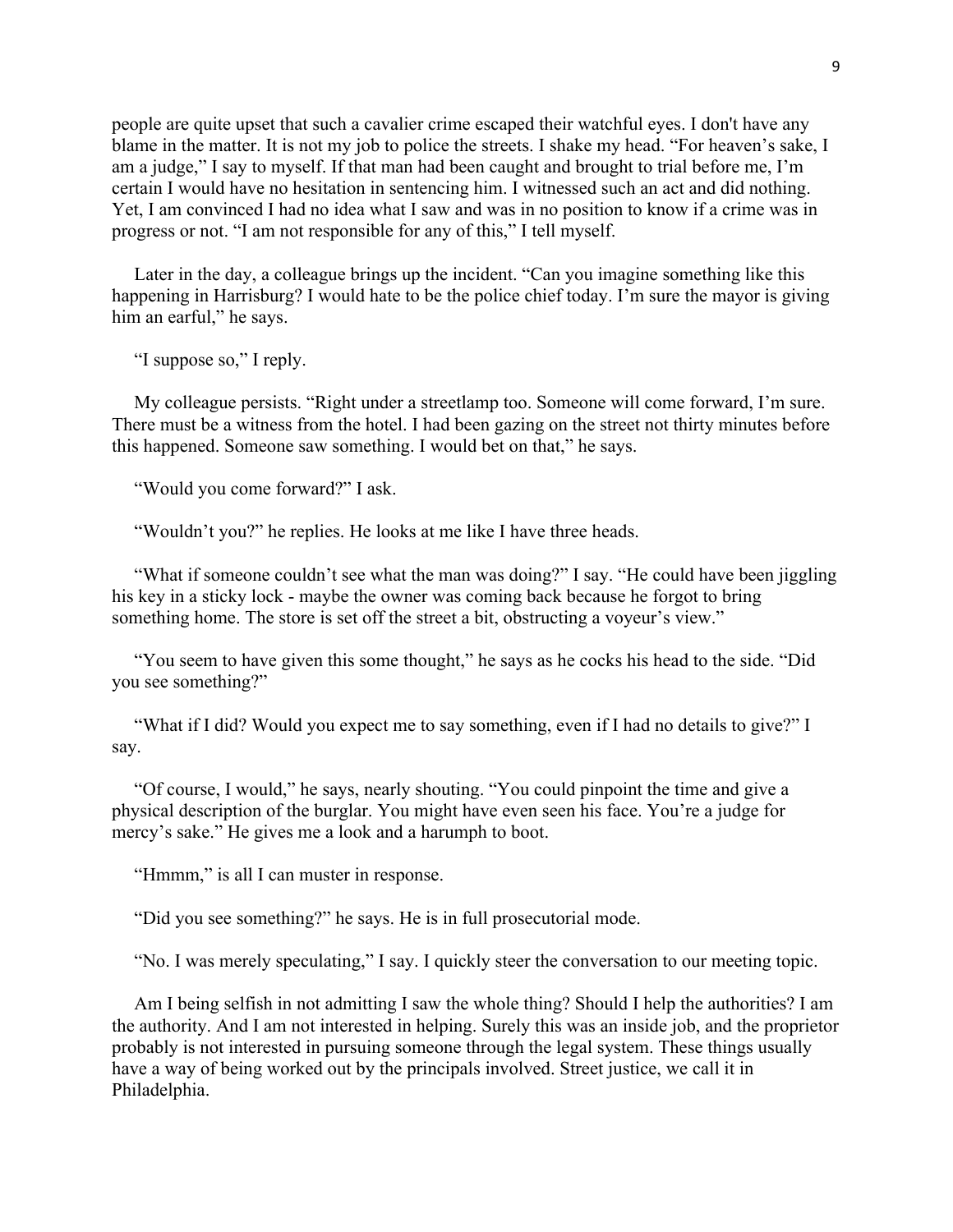people are quite upset that such a cavalier crime escaped their watchful eyes. I don't have any blame in the matter. It is not my job to police the streets. I shake my head. "For heaven's sake, I am a judge," I say to myself. If that man had been caught and brought to trial before me, I'm certain I would have no hesitation in sentencing him. I witnessed such an act and did nothing. Yet, I am convinced I had no idea what I saw and was in no position to know if a crime was in progress or not. "I am not responsible for any of this," I tell myself.

Later in the day, a colleague brings up the incident. "Can you imagine something like this happening in Harrisburg? I would hate to be the police chief today. I'm sure the mayor is giving him an earful," he says.

"I suppose so," I reply.

My colleague persists. "Right under a streetlamp too. Someone will come forward, I'm sure. There must be a witness from the hotel. I had been gazing on the street not thirty minutes before this happened. Someone saw something. I would bet on that," he says.

"Would you come forward?" I ask.

"Wouldn't you?" he replies. He looks at me like I have three heads.

"What if someone couldn't see what the man was doing?" I say. "He could have been jiggling his key in a sticky lock - maybe the owner was coming back because he forgot to bring something home. The store is set off the street a bit, obstructing a voyeur's view."

"You seem to have given this some thought," he says as he cocks his head to the side. "Did you see something?"

"What if I did? Would you expect me to say something, even if I had no details to give?" I say.

"Of course, I would," he says, nearly shouting. "You could pinpoint the time and give a physical description of the burglar. You might have even seen his face. You're a judge for mercy's sake." He gives me a look and a harumph to boot.

"Hmmm," is all I can muster in response.

"Did you see something?" he says. He is in full prosecutorial mode.

"No. I was merely speculating," I say. I quickly steer the conversation to our meeting topic.

Am I being selfish in not admitting I saw the whole thing? Should I help the authorities? I am the authority. And I am not interested in helping. Surely this was an inside job, and the proprietor probably is not interested in pursuing someone through the legal system. These things usually have a way of being worked out by the principals involved. Street justice, we call it in Philadelphia.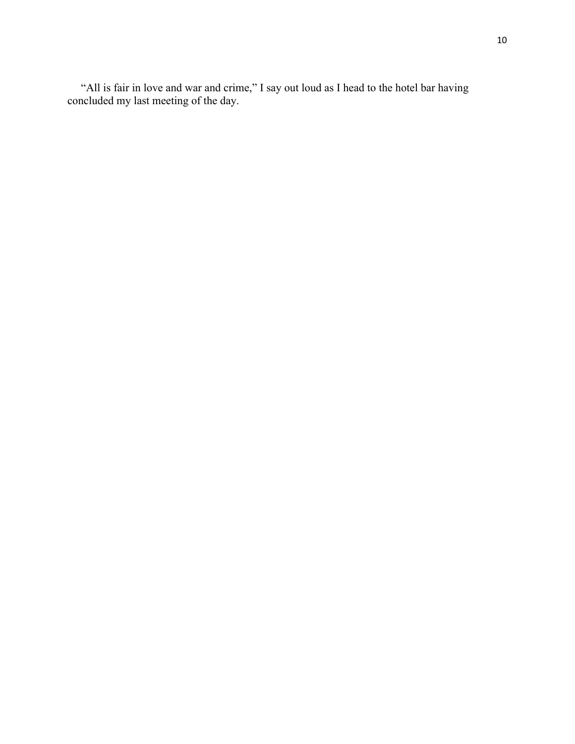"All is fair in love and war and crime," I say out loud as I head to the hotel bar having concluded my last meeting of the day.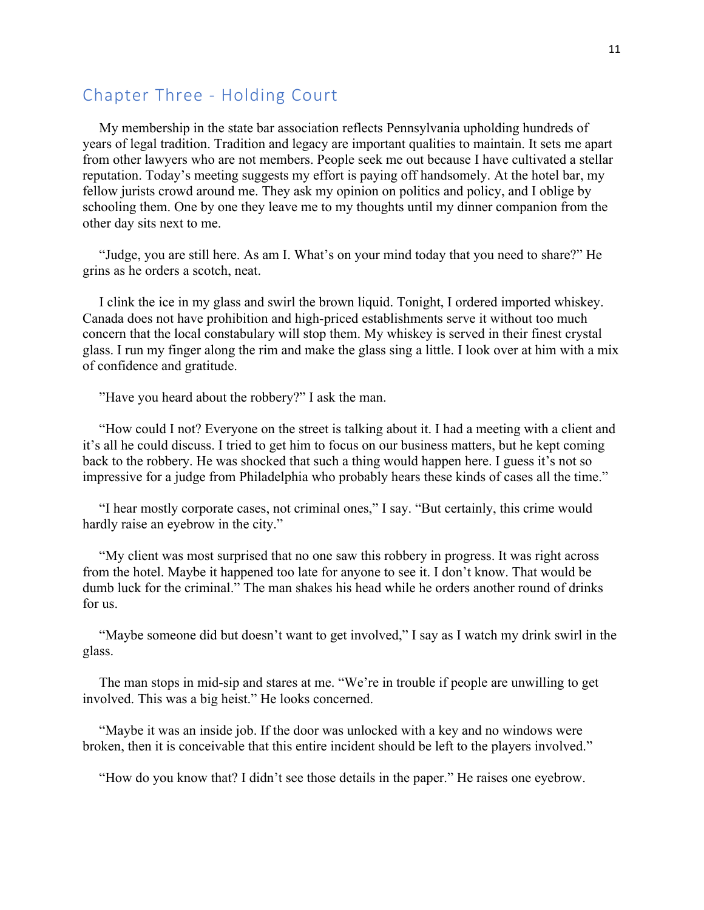## Chapter Three - Holding Court

My membership in the state bar association reflects Pennsylvania upholding hundreds of years of legal tradition. Tradition and legacy are important qualities to maintain. It sets me apart from other lawyers who are not members. People seek me out because I have cultivated a stellar reputation. Today's meeting suggests my effort is paying off handsomely. At the hotel bar, my fellow jurists crowd around me. They ask my opinion on politics and policy, and I oblige by schooling them. One by one they leave me to my thoughts until my dinner companion from the other day sits next to me.

"Judge, you are still here. As am I. What's on your mind today that you need to share?" He grins as he orders a scotch, neat.

I clink the ice in my glass and swirl the brown liquid. Tonight, I ordered imported whiskey. Canada does not have prohibition and high-priced establishments serve it without too much concern that the local constabulary will stop them. My whiskey is served in their finest crystal glass. I run my finger along the rim and make the glass sing a little. I look over at him with a mix of confidence and gratitude.

"Have you heard about the robbery?" I ask the man.

"How could I not? Everyone on the street is talking about it. I had a meeting with a client and it's all he could discuss. I tried to get him to focus on our business matters, but he kept coming back to the robbery. He was shocked that such a thing would happen here. I guess it's not so impressive for a judge from Philadelphia who probably hears these kinds of cases all the time."

"I hear mostly corporate cases, not criminal ones," I say. "But certainly, this crime would hardly raise an eyebrow in the city."

"My client was most surprised that no one saw this robbery in progress. It was right across from the hotel. Maybe it happened too late for anyone to see it. I don't know. That would be dumb luck for the criminal." The man shakes his head while he orders another round of drinks for us.

"Maybe someone did but doesn't want to get involved," I say as I watch my drink swirl in the glass.

The man stops in mid-sip and stares at me. "We're in trouble if people are unwilling to get involved. This was a big heist." He looks concerned.

"Maybe it was an inside job. If the door was unlocked with a key and no windows were broken, then it is conceivable that this entire incident should be left to the players involved."

"How do you know that? I didn't see those details in the paper." He raises one eyebrow.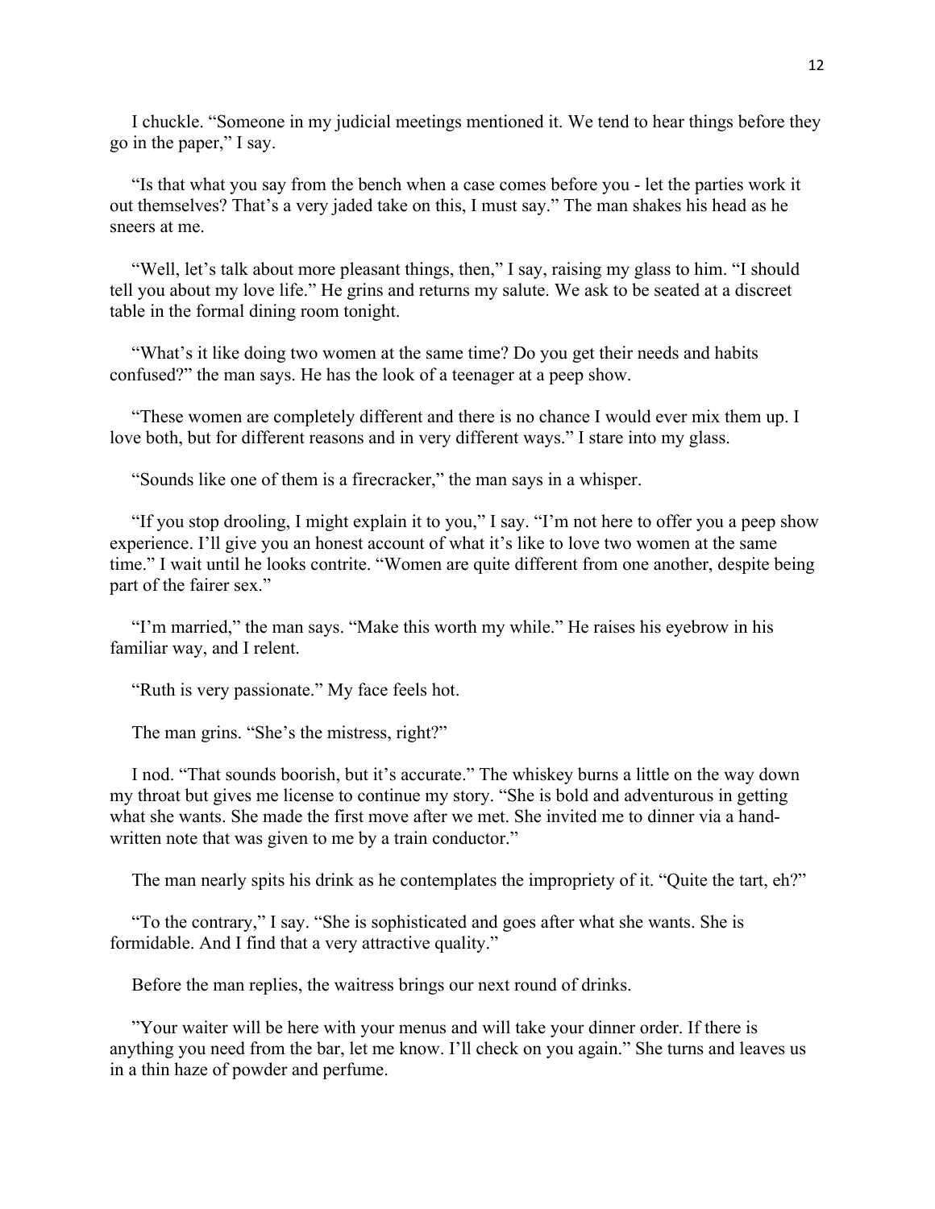I chuckle. “Someone in my judicial meetings mentioned it. We tend to hear things before they go in the paper,” I say.

“Is that what you say from the bench when a case comes before you - let the parties work it out themselves? That’s a very jaded take on this, I must say.” The man shakes his head as he sneers at me.

“Well, let’s talk about more pleasant things, then,” I say, raising my glass to him. “I should tell you about my love life.” He grins and returns my salute. We ask to be seated at a discreet table in the formal dining room tonight.

“What’s it like doing two women at the same time? Do you get their needs and habits confused?” the man says. He has the look of a teenager at a peep show.

“These women are completely different and there is no chance I would ever mix them up. I love both, but for different reasons and in very different ways.” I stare into my glass.

“Sounds like one of them is a firecracker,” the man says in a whisper.

“If you stop drooling, I might explain it to you,” I say. “I’m not here to offer you a peep show experience. I’ll give you an honest account of what it’s like to love two women at the same time.” I wait until he looks contrite. “Women are quite different from one another, despite being part of the fairer sex.”

“I’m married,” the man says. “Make this worth my while.” He raises his eyebrow in his familiar way, and I relent.

“Ruth is very passionate.” My face feels hot.

The man grins. “She’s the mistress, right?”

I nod. “That sounds boorish, but it’s accurate.” The whiskey burns a little on the way down my throat but gives me license to continue my story. “She is bold and adventurous in getting what she wants. She made the first move after we met. She invited me to dinner via a hand-written note that was given to me by a train conductor.”

The man nearly spits his drink as he contemplates the impropriety of it. “Quite the tart, eh?”

“To the contrary,” I say. “She is sophisticated and goes after what she wants. She is formidable. And I find that a very attractive quality.”

Before the man replies, the waitress brings our next round of drinks.

”Your waiter will be here with your menus and will take your dinner order. If there is anything you need from the bar, let me know. I’ll check on you again.” She turns and leaves us in a thin haze of powder and perfume.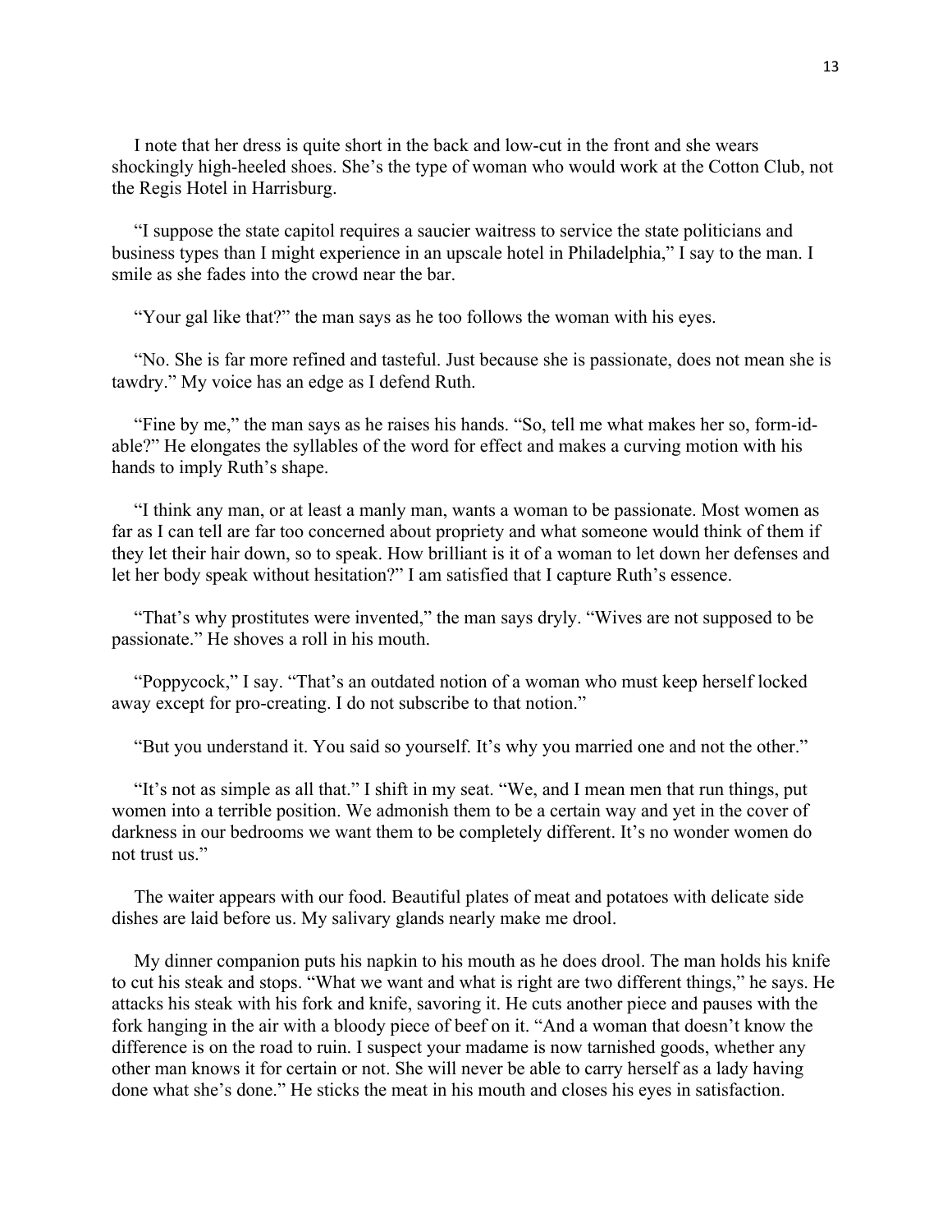I note that her dress is quite short in the back and low-cut in the front and she wears shockingly high-heeled shoes. She's the type of woman who would work at the Cotton Club, not the Regis Hotel in Harrisburg.

"I suppose the state capitol requires a saucier waitress to service the state politicians and business types than I might experience in an upscale hotel in Philadelphia," I say to the man. I smile as she fades into the crowd near the bar.

"Your gal like that?" the man says as he too follows the woman with his eyes.

"No. She is far more refined and tasteful. Just because she is passionate, does not mean she is tawdry." My voice has an edge as I defend Ruth.

"Fine by me," the man says as he raises his hands. "So, tell me what makes her so, form-id-able?" He elongates the syllables of the word for effect and makes a curving motion with his hands to imply Ruth's shape.

"I think any man, or at least a manly man, wants a woman to be passionate. Most women as far as I can tell are far too concerned about propriety and what someone would think of them if they let their hair down, so to speak. How brilliant is it of a woman to let down her defenses and let her body speak without hesitation?" I am satisfied that I capture Ruth's essence.

"That's why prostitutes were invented," the man says dryly. "Wives are not supposed to be passionate." He shoves a roll in his mouth.

"Poppycock," I say. "That's an outdated notion of a woman who must keep herself locked away except for pro-creating. I do not subscribe to that notion."

"But you understand it. You said so yourself. It's why you married one and not the other."

"It's not as simple as all that." I shift in my seat. "We, and I mean men that run things, put women into a terrible position. We admonish them to be a certain way and yet in the cover of darkness in our bedrooms we want them to be completely different. It's no wonder women do not trust us."

The waiter appears with our food. Beautiful plates of meat and potatoes with delicate side dishes are laid before us. My salivary glands nearly make me drool.

My dinner companion puts his napkin to his mouth as he does drool. The man holds his knife to cut his steak and stops. "What we want and what is right are two different things," he says. He attacks his steak with his fork and knife, savoring it. He cuts another piece and pauses with the fork hanging in the air with a bloody piece of beef on it. "And a woman that doesn't know the difference is on the road to ruin. I suspect your madame is now tarnished goods, whether any other man knows it for certain or not. She will never be able to carry herself as a lady having done what she's done." He sticks the meat in his mouth and closes his eyes in satisfaction.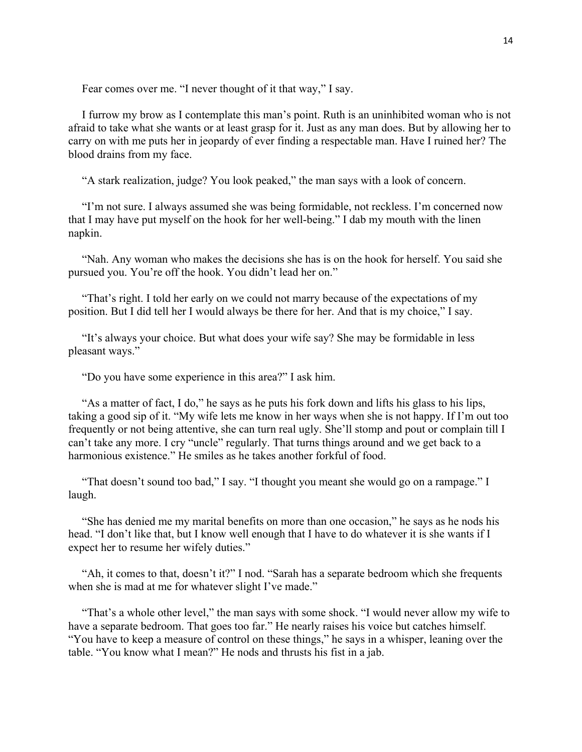Fear comes over me. "I never thought of it that way," I say.

I furrow my brow as I contemplate this man's point. Ruth is an uninhibited woman who is not afraid to take what she wants or at least grasp for it. Just as any man does. But by allowing her to carry on with me puts her in jeopardy of ever finding a respectable man. Have I ruined her? The blood drains from my face.

"A stark realization, judge? You look peaked," the man says with a look of concern.

"I'm not sure. I always assumed she was being formidable, not reckless. I'm concerned now that I may have put myself on the hook for her well-being." I dab my mouth with the linen napkin.

"Nah. Any woman who makes the decisions she has is on the hook for herself. You said she pursued you. You're off the hook. You didn't lead her on."

"That's right. I told her early on we could not marry because of the expectations of my position. But I did tell her I would always be there for her. And that is my choice," I say.

"It's always your choice. But what does your wife say? She may be formidable in less pleasant ways."

"Do you have some experience in this area?" I ask him.

"As a matter of fact, I do," he says as he puts his fork down and lifts his glass to his lips, taking a good sip of it. "My wife lets me know in her ways when she is not happy. If I'm out too frequently or not being attentive, she can turn real ugly. She'll stomp and pout or complain till I can't take any more. I cry "uncle" regularly. That turns things around and we get back to a harmonious existence." He smiles as he takes another forkful of food.

"That doesn't sound too bad," I say. "I thought you meant she would go on a rampage." I laugh.

"She has denied me my marital benefits on more than one occasion," he says as he nods his head. "I don't like that, but I know well enough that I have to do whatever it is she wants if I expect her to resume her wifely duties."

"Ah, it comes to that, doesn't it?" I nod. "Sarah has a separate bedroom which she frequents when she is mad at me for whatever slight I've made."

"That's a whole other level," the man says with some shock. "I would never allow my wife to have a separate bedroom. That goes too far." He nearly raises his voice but catches himself. "You have to keep a measure of control on these things," he says in a whisper, leaning over the table. "You know what I mean?" He nods and thrusts his fist in a jab.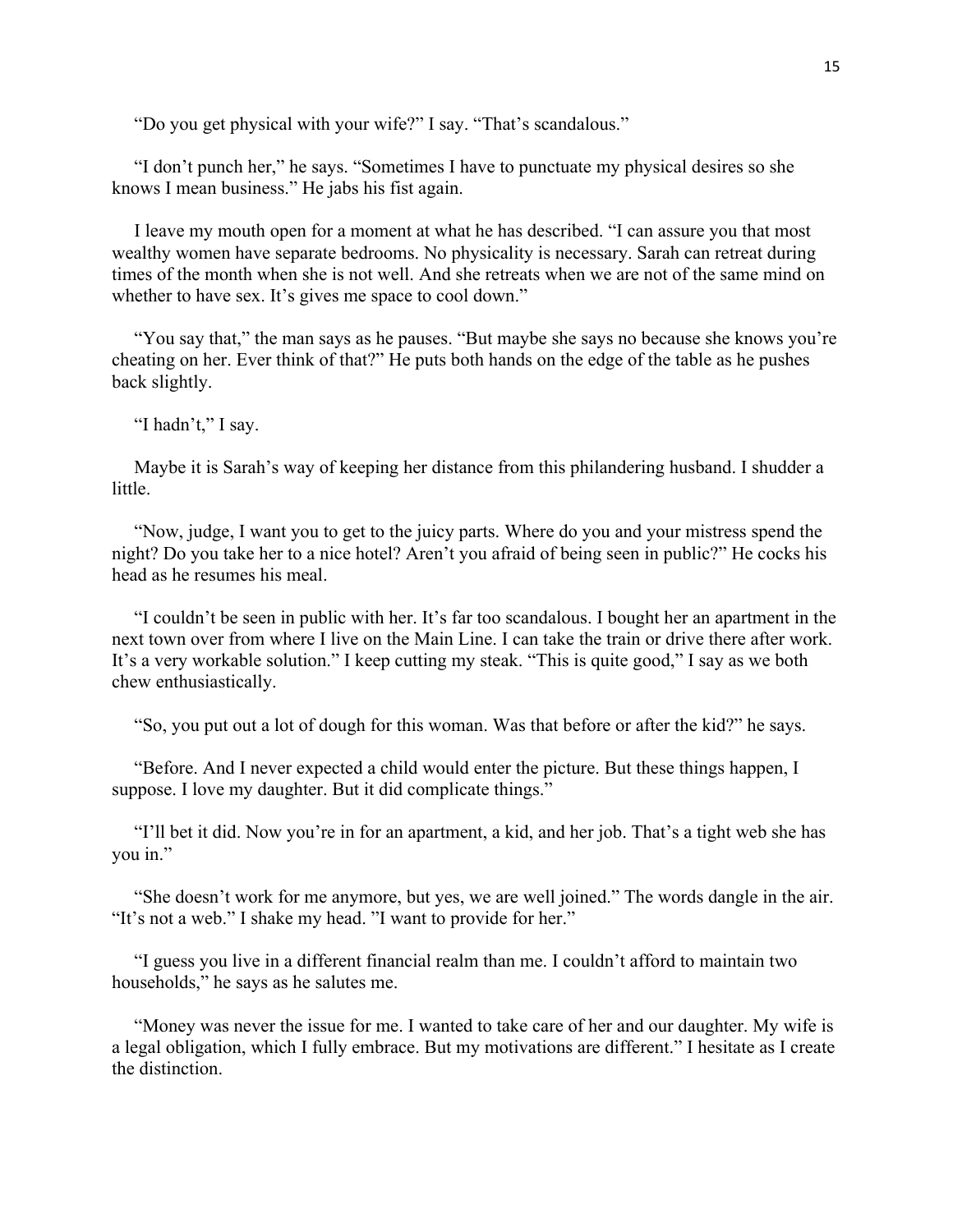"Do you get physical with your wife?" I say. "That's scandalous."

"I don't punch her," he says. "Sometimes I have to punctuate my physical desires so she knows I mean business." He jabs his fist again.

I leave my mouth open for a moment at what he has described. "I can assure you that most wealthy women have separate bedrooms. No physicality is necessary. Sarah can retreat during times of the month when she is not well. And she retreats when we are not of the same mind on whether to have sex. It's gives me space to cool down."

"You say that," the man says as he pauses. "But maybe she says no because she knows you're cheating on her. Ever think of that?" He puts both hands on the edge of the table as he pushes back slightly.

"I hadn't," I say.

Maybe it is Sarah's way of keeping her distance from this philandering husband. I shudder a little.

"Now, judge, I want you to get to the juicy parts. Where do you and your mistress spend the night? Do you take her to a nice hotel? Aren't you afraid of being seen in public?" He cocks his head as he resumes his meal.

"I couldn't be seen in public with her. It's far too scandalous. I bought her an apartment in the next town over from where I live on the Main Line. I can take the train or drive there after work. It's a very workable solution." I keep cutting my steak. "This is quite good," I say as we both chew enthusiastically.

"So, you put out a lot of dough for this woman. Was that before or after the kid?" he says.

"Before. And I never expected a child would enter the picture. But these things happen, I suppose. I love my daughter. But it did complicate things."

"I'll bet it did. Now you're in for an apartment, a kid, and her job. That's a tight web she has you in."

"She doesn't work for me anymore, but yes, we are well joined." The words dangle in the air. "It's not a web." I shake my head. "I want to provide for her."

"I guess you live in a different financial realm than me. I couldn't afford to maintain two households," he says as he salutes me.

"Money was never the issue for me. I wanted to take care of her and our daughter. My wife is a legal obligation, which I fully embrace. But my motivations are different." I hesitate as I create the distinction.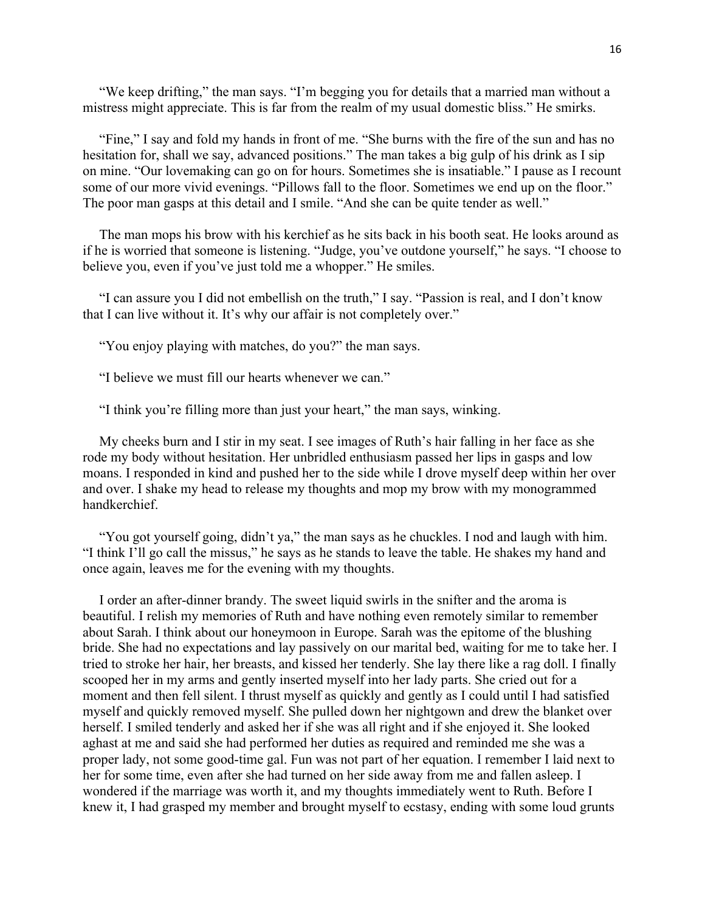"We keep drifting," the man says. "I'm begging you for details that a married man without a mistress might appreciate. This is far from the realm of my usual domestic bliss." He smirks.

"Fine," I say and fold my hands in front of me. "She burns with the fire of the sun and has no hesitation for, shall we say, advanced positions." The man takes a big gulp of his drink as I sip on mine. "Our lovemaking can go on for hours. Sometimes she is insatiable." I pause as I recount some of our more vivid evenings. "Pillows fall to the floor. Sometimes we end up on the floor." The poor man gasps at this detail and I smile. "And she can be quite tender as well."

The man mops his brow with his kerchief as he sits back in his booth seat. He looks around as if he is worried that someone is listening. "Judge, you've outdone yourself," he says. "I choose to believe you, even if you've just told me a whopper." He smiles.

"I can assure you I did not embellish on the truth," I say. "Passion is real, and I don't know that I can live without it. It's why our affair is not completely over."

"You enjoy playing with matches, do you?" the man says.

"I believe we must fill our hearts whenever we can."

"I think you're filling more than just your heart," the man says, winking.

My cheeks burn and I stir in my seat. I see images of Ruth's hair falling in her face as she rode my body without hesitation. Her unbridled enthusiasm passed her lips in gasps and low moans. I responded in kind and pushed her to the side while I drove myself deep within her over and over. I shake my head to release my thoughts and mop my brow with my monogrammed handkerchief.

"You got yourself going, didn't ya," the man says as he chuckles. I nod and laugh with him. "I think I'll go call the missus," he says as he stands to leave the table. He shakes my hand and once again, leaves me for the evening with my thoughts.

I order an after-dinner brandy. The sweet liquid swirls in the snifter and the aroma is beautiful. I relish my memories of Ruth and have nothing even remotely similar to remember about Sarah. I think about our honeymoon in Europe. Sarah was the epitome of the blushing bride. She had no expectations and lay passively on our marital bed, waiting for me to take her. I tried to stroke her hair, her breasts, and kissed her tenderly. She lay there like a rag doll. I finally scooped her in my arms and gently inserted myself into her lady parts. She cried out for a moment and then fell silent. I thrust myself as quickly and gently as I could until I had satisfied myself and quickly removed myself. She pulled down her nightgown and drew the blanket over herself. I smiled tenderly and asked her if she was all right and if she enjoyed it. She looked aghast at me and said she had performed her duties as required and reminded me she was a proper lady, not some good-time gal. Fun was not part of her equation. I remember I laid next to her for some time, even after she had turned on her side away from me and fallen asleep. I wondered if the marriage was worth it, and my thoughts immediately went to Ruth. Before I knew it, I had grasped my member and brought myself to ecstasy, ending with some loud grunts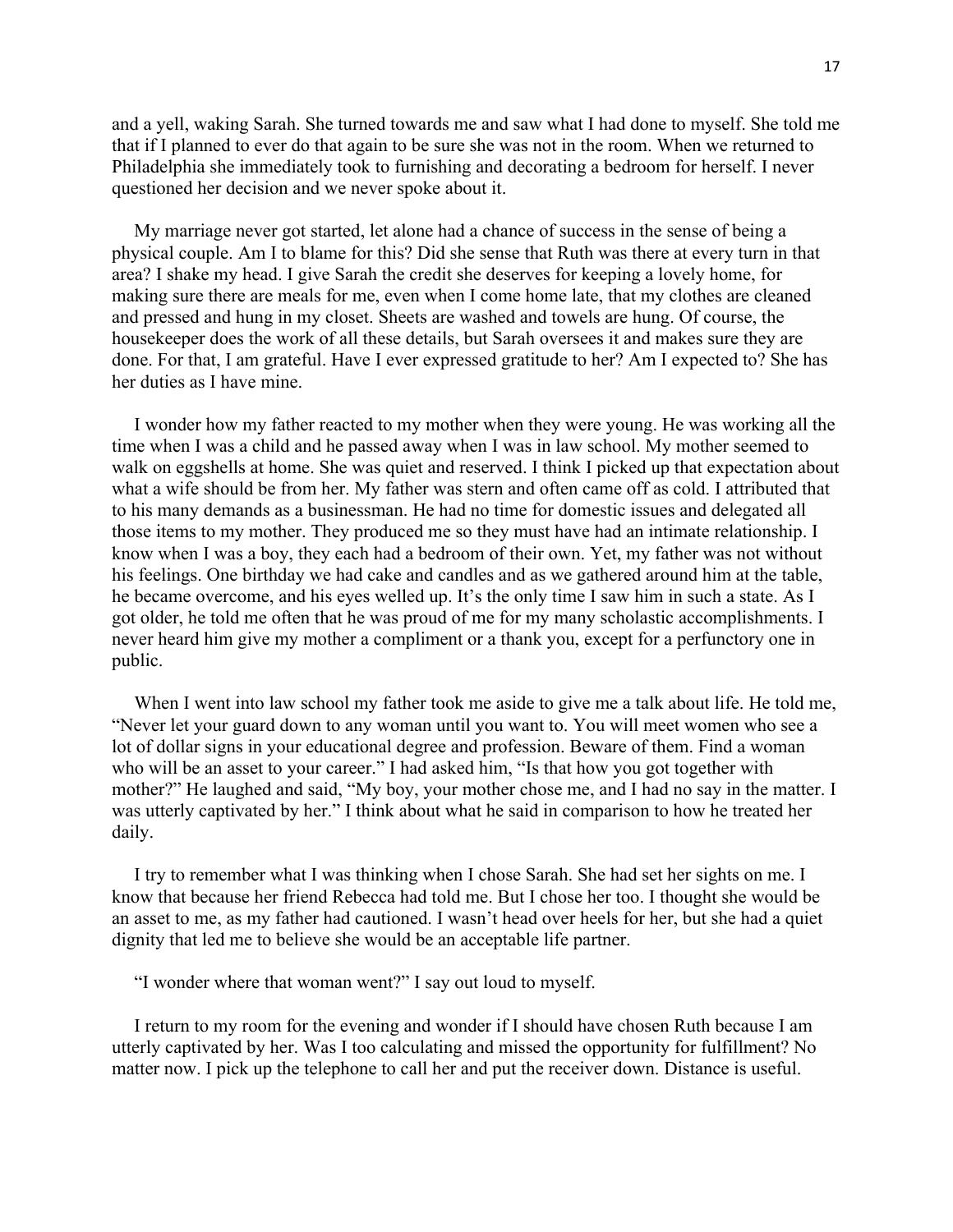and a yell, waking Sarah. She turned towards me and saw what I had done to myself. She told me that if I planned to ever do that again to be sure she was not in the room. When we returned to Philadelphia she immediately took to furnishing and decorating a bedroom for herself. I never questioned her decision and we never spoke about it.

My marriage never got started, let alone had a chance of success in the sense of being a physical couple. Am I to blame for this? Did she sense that Ruth was there at every turn in that area? I shake my head. I give Sarah the credit she deserves for keeping a lovely home, for making sure there are meals for me, even when I come home late, that my clothes are cleaned and pressed and hung in my closet. Sheets are washed and towels are hung. Of course, the housekeeper does the work of all these details, but Sarah oversees it and makes sure they are done. For that, I am grateful. Have I ever expressed gratitude to her? Am I expected to? She has her duties as I have mine.

I wonder how my father reacted to my mother when they were young. He was working all the time when I was a child and he passed away when I was in law school. My mother seemed to walk on eggshells at home. She was quiet and reserved. I think I picked up that expectation about what a wife should be from her. My father was stern and often came off as cold. I attributed that to his many demands as a businessman. He had no time for domestic issues and delegated all those items to my mother. They produced me so they must have had an intimate relationship. I know when I was a boy, they each had a bedroom of their own. Yet, my father was not without his feelings. One birthday we had cake and candles and as we gathered around him at the table, he became overcome, and his eyes welled up. It's the only time I saw him in such a state. As I got older, he told me often that he was proud of me for my many scholastic accomplishments. I never heard him give my mother a compliment or a thank you, except for a perfunctory one in public.

When I went into law school my father took me aside to give me a talk about life. He told me, "Never let your guard down to any woman until you want to. You will meet women who see a lot of dollar signs in your educational degree and profession. Beware of them. Find a woman who will be an asset to your career." I had asked him, "Is that how you got together with mother?" He laughed and said, "My boy, your mother chose me, and I had no say in the matter. I was utterly captivated by her." I think about what he said in comparison to how he treated her daily.

I try to remember what I was thinking when I chose Sarah. She had set her sights on me. I know that because her friend Rebecca had told me. But I chose her too. I thought she would be an asset to me, as my father had cautioned. I wasn't head over heels for her, but she had a quiet dignity that led me to believe she would be an acceptable life partner.

"I wonder where that woman went?" I say out loud to myself.

I return to my room for the evening and wonder if I should have chosen Ruth because I am utterly captivated by her. Was I too calculating and missed the opportunity for fulfillment? No matter now. I pick up the telephone to call her and put the receiver down. Distance is useful.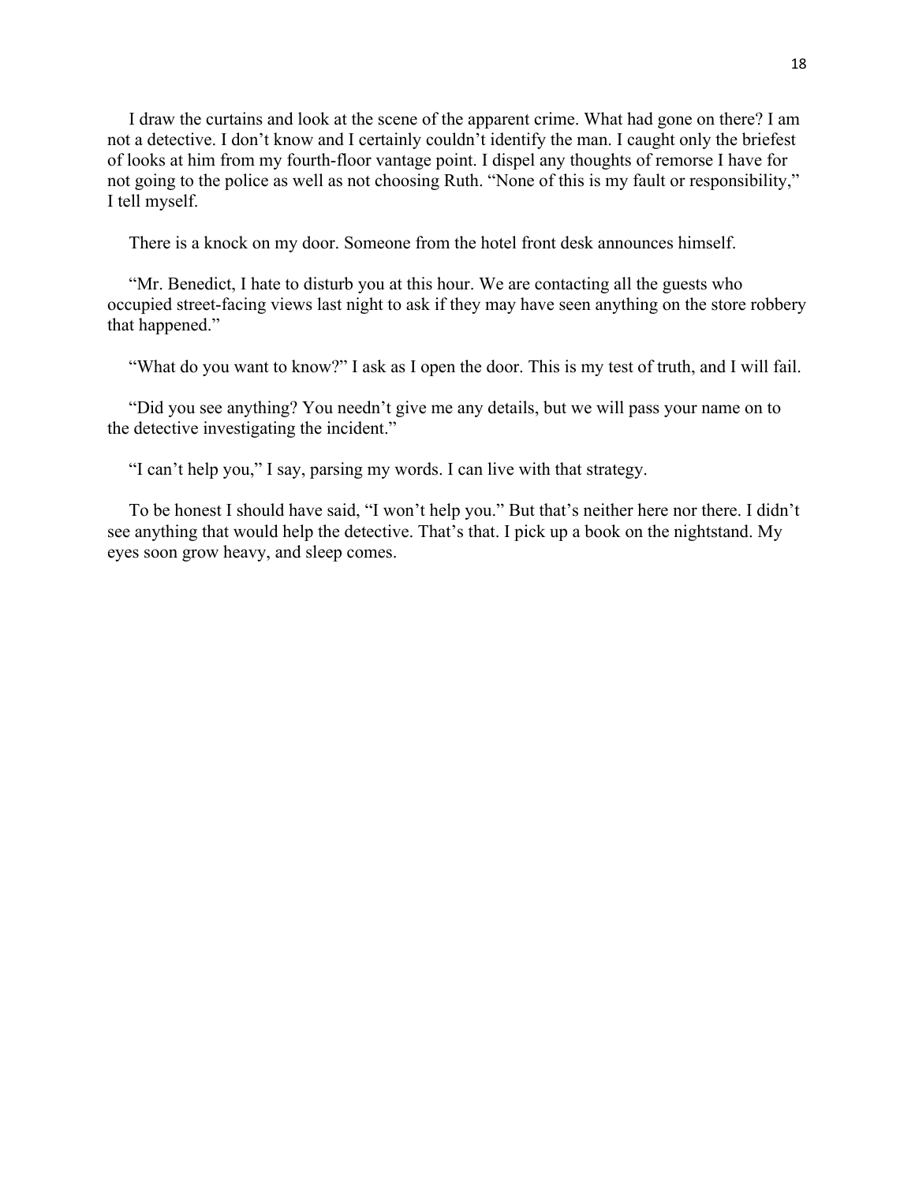I draw the curtains and look at the scene of the apparent crime. What had gone on there? I am not a detective. I don't know and I certainly couldn't identify the man. I caught only the briefest of looks at him from my fourth-floor vantage point. I dispel any thoughts of remorse I have for not going to the police as well as not choosing Ruth. "None of this is my fault or responsibility," I tell myself.

There is a knock on my door. Someone from the hotel front desk announces himself.

"Mr. Benedict, I hate to disturb you at this hour. We are contacting all the guests who occupied street-facing views last night to ask if they may have seen anything on the store robbery that happened."

"What do you want to know?" I ask as I open the door. This is my test of truth, and I will fail.

"Did you see anything? You needn't give me any details, but we will pass your name on to the detective investigating the incident."

"I can't help you," I say, parsing my words. I can live with that strategy.

To be honest I should have said, "I won't help you." But that's neither here nor there. I didn't see anything that would help the detective. That's that. I pick up a book on the nightstand. My eyes soon grow heavy, and sleep comes.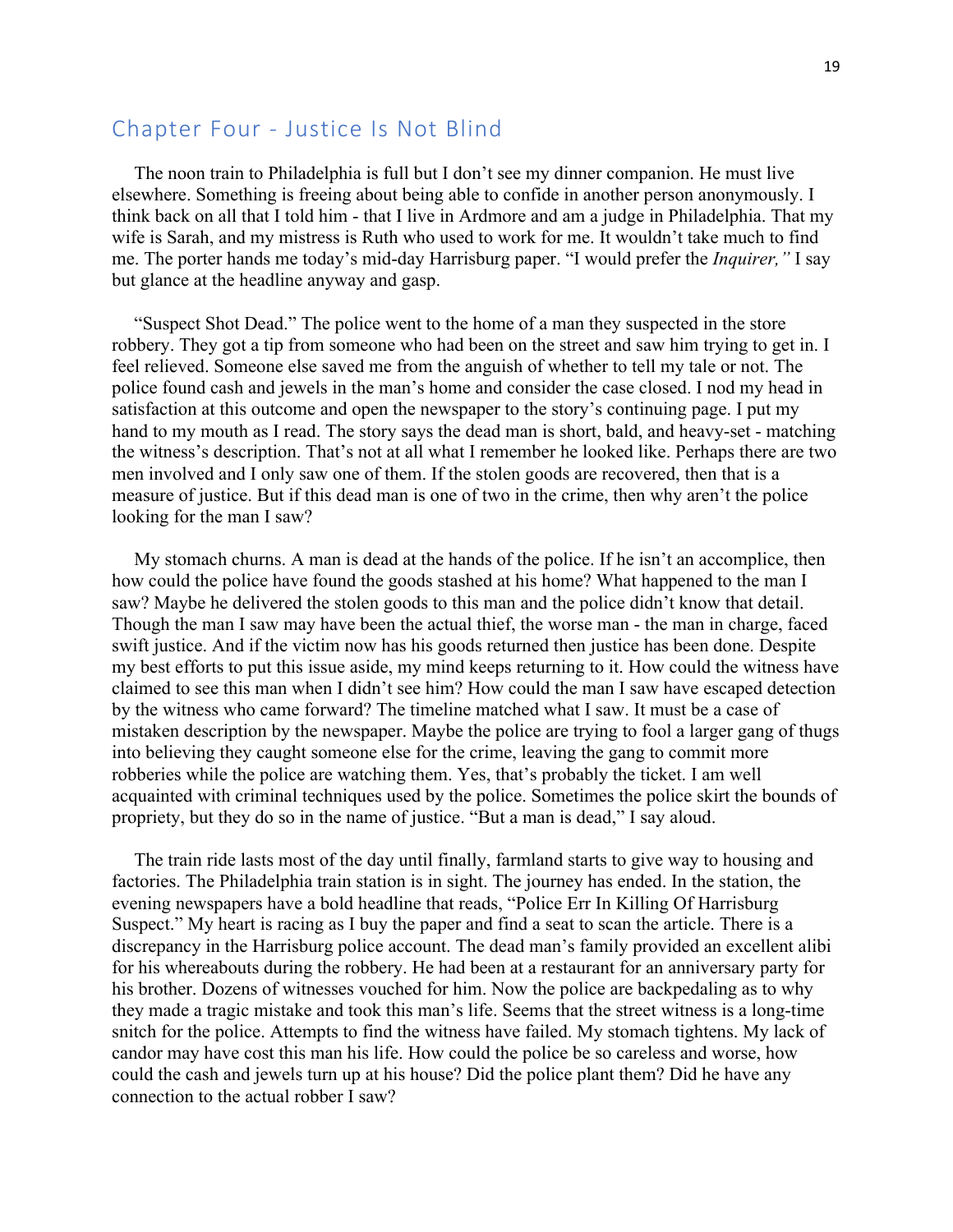## Chapter Four - Justice Is Not Blind

The noon train to Philadelphia is full but I don't see my dinner companion. He must live elsewhere. Something is freeing about being able to confide in another person anonymously. I think back on all that I told him - that I live in Ardmore and am a judge in Philadelphia. That my wife is Sarah, and my mistress is Ruth who used to work for me. It wouldn't take much to find me. The porter hands me today's mid-day Harrisburg paper. "I would prefer the *Inquirer,"* I say but glance at the headline anyway and gasp.

"Suspect Shot Dead." The police went to the home of a man they suspected in the store robbery. They got a tip from someone who had been on the street and saw him trying to get in. I feel relieved. Someone else saved me from the anguish of whether to tell my tale or not. The police found cash and jewels in the man's home and consider the case closed. I nod my head in satisfaction at this outcome and open the newspaper to the story's continuing page. I put my hand to my mouth as I read. The story says the dead man is short, bald, and heavy-set - matching the witness's description. That's not at all what I remember he looked like. Perhaps there are two men involved and I only saw one of them. If the stolen goods are recovered, then that is a measure of justice. But if this dead man is one of two in the crime, then why aren't the police looking for the man I saw?

My stomach churns. A man is dead at the hands of the police. If he isn't an accomplice, then how could the police have found the goods stashed at his home? What happened to the man I saw? Maybe he delivered the stolen goods to this man and the police didn't know that detail. Though the man I saw may have been the actual thief, the worse man - the man in charge, faced swift justice. And if the victim now has his goods returned then justice has been done. Despite my best efforts to put this issue aside, my mind keeps returning to it. How could the witness have claimed to see this man when I didn't see him? How could the man I saw have escaped detection by the witness who came forward? The timeline matched what I saw. It must be a case of mistaken description by the newspaper. Maybe the police are trying to fool a larger gang of thugs into believing they caught someone else for the crime, leaving the gang to commit more robberies while the police are watching them. Yes, that's probably the ticket. I am well acquainted with criminal techniques used by the police. Sometimes the police skirt the bounds of propriety, but they do so in the name of justice. "But a man is dead," I say aloud.

The train ride lasts most of the day until finally, farmland starts to give way to housing and factories. The Philadelphia train station is in sight. The journey has ended. In the station, the evening newspapers have a bold headline that reads, "Police Err In Killing Of Harrisburg Suspect." My heart is racing as I buy the paper and find a seat to scan the article. There is a discrepancy in the Harrisburg police account. The dead man's family provided an excellent alibi for his whereabouts during the robbery. He had been at a restaurant for an anniversary party for his brother. Dozens of witnesses vouched for him. Now the police are backpedaling as to why they made a tragic mistake and took this man's life. Seems that the street witness is a long-time snitch for the police. Attempts to find the witness have failed. My stomach tightens. My lack of candor may have cost this man his life. How could the police be so careless and worse, how could the cash and jewels turn up at his house? Did the police plant them? Did he have any connection to the actual robber I saw?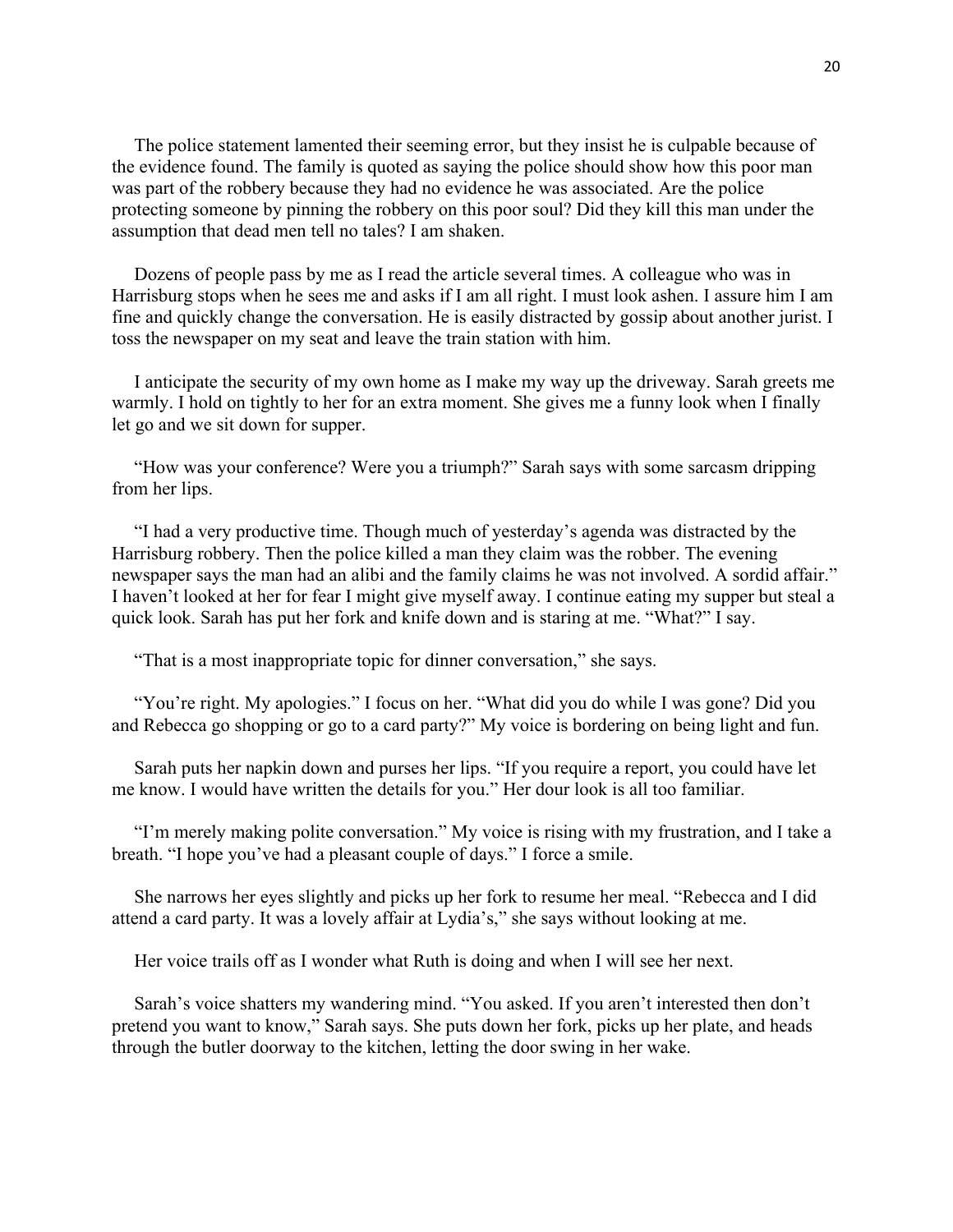The police statement lamented their seeming error, but they insist he is culpable because of the evidence found. The family is quoted as saying the police should show how this poor man was part of the robbery because they had no evidence he was associated. Are the police protecting someone by pinning the robbery on this poor soul? Did they kill this man under the assumption that dead men tell no tales? I am shaken.

Dozens of people pass by me as I read the article several times. A colleague who was in Harrisburg stops when he sees me and asks if I am all right. I must look ashen. I assure him I am fine and quickly change the conversation. He is easily distracted by gossip about another jurist. I toss the newspaper on my seat and leave the train station with him.

I anticipate the security of my own home as I make my way up the driveway. Sarah greets me warmly. I hold on tightly to her for an extra moment. She gives me a funny look when I finally let go and we sit down for supper.

"How was your conference? Were you a triumph?" Sarah says with some sarcasm dripping from her lips.

"I had a very productive time. Though much of yesterday's agenda was distracted by the Harrisburg robbery. Then the police killed a man they claim was the robber. The evening newspaper says the man had an alibi and the family claims he was not involved. A sordid affair." I haven't looked at her for fear I might give myself away. I continue eating my supper but steal a quick look. Sarah has put her fork and knife down and is staring at me. "What?" I say.

"That is a most inappropriate topic for dinner conversation," she says.

"You're right. My apologies." I focus on her. "What did you do while I was gone? Did you and Rebecca go shopping or go to a card party?" My voice is bordering on being light and fun.

Sarah puts her napkin down and purses her lips. "If you require a report, you could have let me know. I would have written the details for you." Her dour look is all too familiar.

"I'm merely making polite conversation." My voice is rising with my frustration, and I take a breath. "I hope you've had a pleasant couple of days." I force a smile.

She narrows her eyes slightly and picks up her fork to resume her meal. "Rebecca and I did attend a card party. It was a lovely affair at Lydia's," she says without looking at me.

Her voice trails off as I wonder what Ruth is doing and when I will see her next.

Sarah's voice shatters my wandering mind. "You asked. If you aren't interested then don't pretend you want to know," Sarah says. She puts down her fork, picks up her plate, and heads through the butler doorway to the kitchen, letting the door swing in her wake.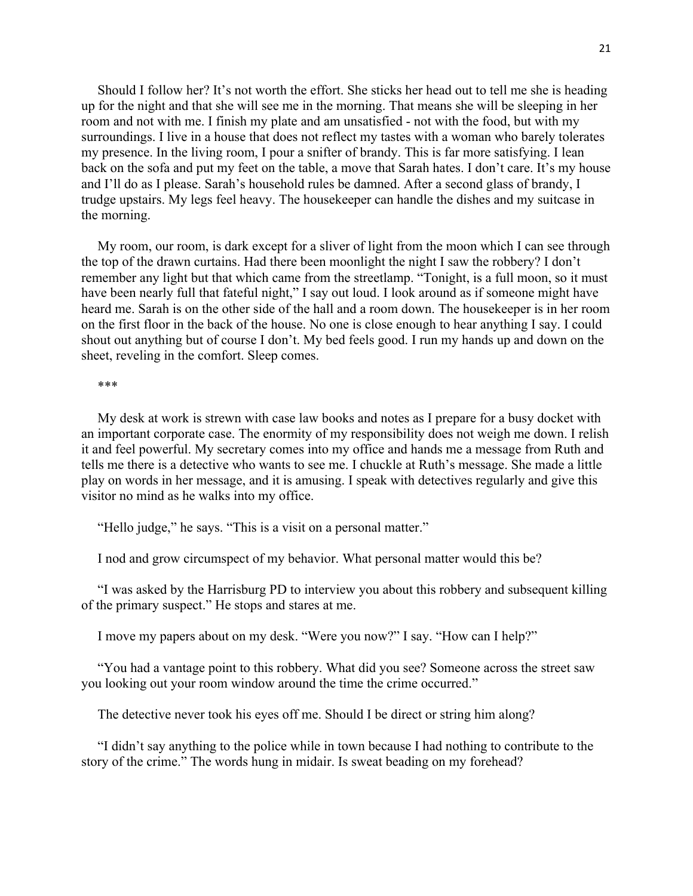Should I follow her? It's not worth the effort. She sticks her head out to tell me she is heading up for the night and that she will see me in the morning. That means she will be sleeping in her room and not with me. I finish my plate and am unsatisfied - not with the food, but with my surroundings. I live in a house that does not reflect my tastes with a woman who barely tolerates my presence. In the living room, I pour a snifter of brandy. This is far more satisfying. I lean back on the sofa and put my feet on the table, a move that Sarah hates. I don't care. It's my house and I'll do as I please. Sarah's household rules be damned. After a second glass of brandy, I trudge upstairs. My legs feel heavy. The housekeeper can handle the dishes and my suitcase in the morning.

My room, our room, is dark except for a sliver of light from the moon which I can see through the top of the drawn curtains. Had there been moonlight the night I saw the robbery? I don't remember any light but that which came from the streetlamp. "Tonight, is a full moon, so it must have been nearly full that fateful night," I say out loud. I look around as if someone might have heard me. Sarah is on the other side of the hall and a room down. The housekeeper is in her room on the first floor in the back of the house. No one is close enough to hear anything I say. I could shout out anything but of course I don't. My bed feels good. I run my hands up and down on the sheet, reveling in the comfort. Sleep comes.

***

My desk at work is strewn with case law books and notes as I prepare for a busy docket with an important corporate case. The enormity of my responsibility does not weigh me down. I relish it and feel powerful. My secretary comes into my office and hands me a message from Ruth and tells me there is a detective who wants to see me. I chuckle at Ruth's message. She made a little play on words in her message, and it is amusing. I speak with detectives regularly and give this visitor no mind as he walks into my office.

"Hello judge," he says. "This is a visit on a personal matter."

I nod and grow circumspect of my behavior. What personal matter would this be?

"I was asked by the Harrisburg PD to interview you about this robbery and subsequent killing of the primary suspect." He stops and stares at me.

I move my papers about on my desk. "Were you now?" I say. "How can I help?"

"You had a vantage point to this robbery. What did you see? Someone across the street saw you looking out your room window around the time the crime occurred."

The detective never took his eyes off me. Should I be direct or string him along?

"I didn't say anything to the police while in town because I had nothing to contribute to the story of the crime." The words hung in midair. Is sweat beading on my forehead?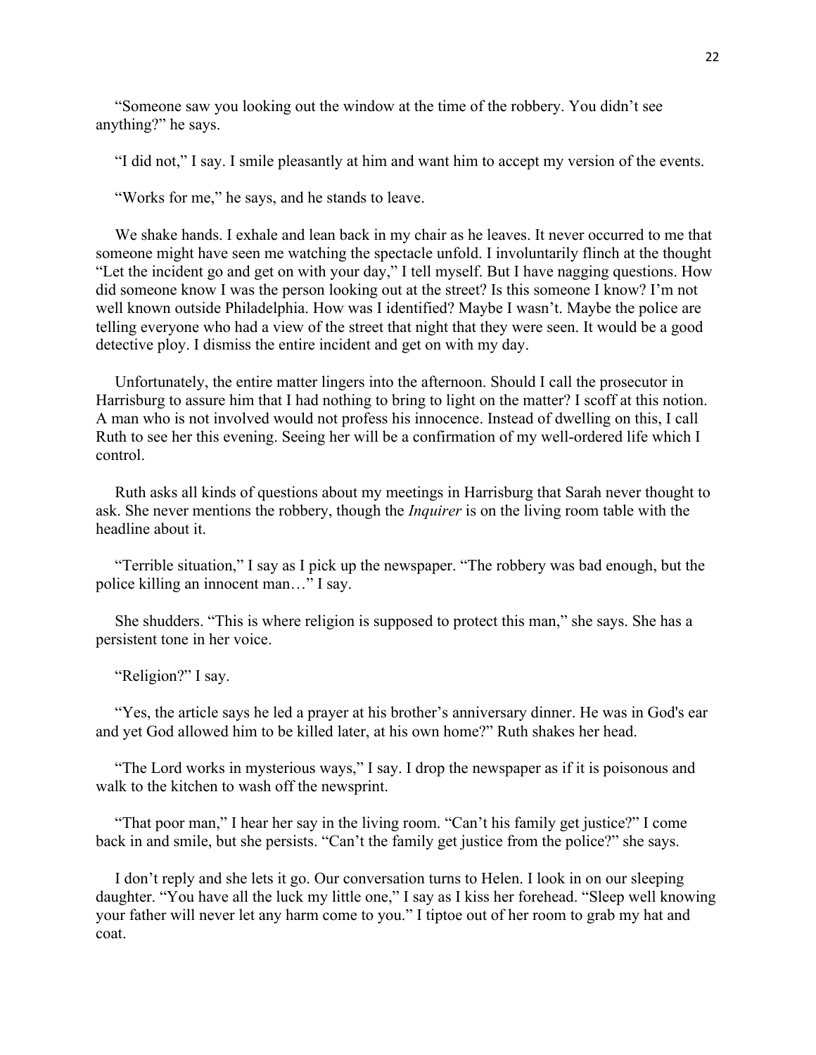"Someone saw you looking out the window at the time of the robbery. You didn't see anything?" he says.

"I did not," I say. I smile pleasantly at him and want him to accept my version of the events.

"Works for me," he says, and he stands to leave.

We shake hands. I exhale and lean back in my chair as he leaves. It never occurred to me that someone might have seen me watching the spectacle unfold. I involuntarily flinch at the thought "Let the incident go and get on with your day," I tell myself. But I have nagging questions. How did someone know I was the person looking out at the street? Is this someone I know? I'm not well known outside Philadelphia. How was I identified? Maybe I wasn't. Maybe the police are telling everyone who had a view of the street that night that they were seen. It would be a good detective ploy. I dismiss the entire incident and get on with my day.

Unfortunately, the entire matter lingers into the afternoon. Should I call the prosecutor in Harrisburg to assure him that I had nothing to bring to light on the matter? I scoff at this notion. A man who is not involved would not profess his innocence. Instead of dwelling on this, I call Ruth to see her this evening. Seeing her will be a confirmation of my well-ordered life which I control.

Ruth asks all kinds of questions about my meetings in Harrisburg that Sarah never thought to ask. She never mentions the robbery, though the *Inquirer* is on the living room table with the headline about it.

"Terrible situation," I say as I pick up the newspaper. "The robbery was bad enough, but the police killing an innocent man…" I say.

She shudders. "This is where religion is supposed to protect this man," she says. She has a persistent tone in her voice.

"Religion?" I say.

"Yes, the article says he led a prayer at his brother's anniversary dinner. He was in God's ear and yet God allowed him to be killed later, at his own home?" Ruth shakes her head.

"The Lord works in mysterious ways," I say. I drop the newspaper as if it is poisonous and walk to the kitchen to wash off the newsprint.

"That poor man," I hear her say in the living room. "Can't his family get justice?" I come back in and smile, but she persists. "Can't the family get justice from the police?" she says.

I don't reply and she lets it go. Our conversation turns to Helen. I look in on our sleeping daughter. "You have all the luck my little one," I say as I kiss her forehead. "Sleep well knowing your father will never let any harm come to you." I tiptoe out of her room to grab my hat and coat.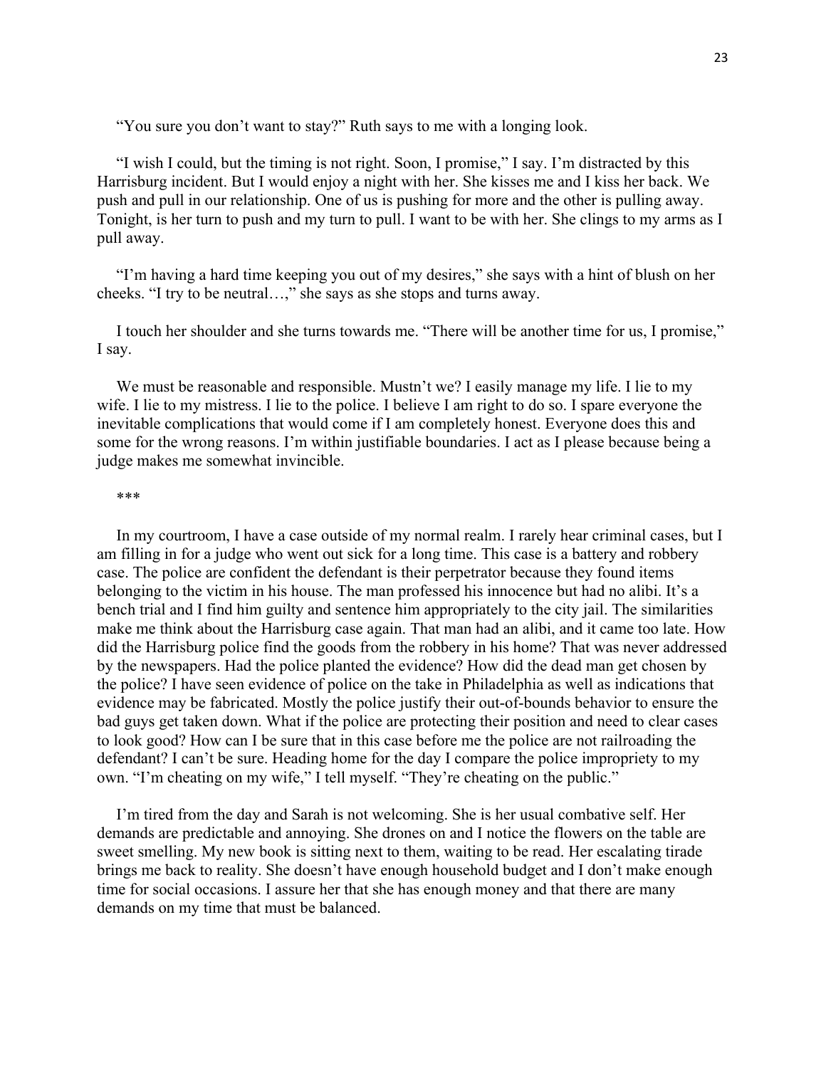"You sure you don't want to stay?" Ruth says to me with a longing look.

"I wish I could, but the timing is not right. Soon, I promise," I say. I'm distracted by this Harrisburg incident. But I would enjoy a night with her. She kisses me and I kiss her back. We push and pull in our relationship. One of us is pushing for more and the other is pulling away. Tonight, is her turn to push and my turn to pull. I want to be with her. She clings to my arms as I pull away.

"I'm having a hard time keeping you out of my desires," she says with a hint of blush on her cheeks. "I try to be neutral…," she says as she stops and turns away.

I touch her shoulder and she turns towards me. "There will be another time for us, I promise," I say.

We must be reasonable and responsible. Mustn't we? I easily manage my life. I lie to my wife. I lie to my mistress. I lie to the police. I believe I am right to do so. I spare everyone the inevitable complications that would come if I am completely honest. Everyone does this and some for the wrong reasons. I'm within justifiable boundaries. I act as I please because being a judge makes me somewhat invincible.

***

In my courtroom, I have a case outside of my normal realm. I rarely hear criminal cases, but I am filling in for a judge who went out sick for a long time. This case is a battery and robbery case. The police are confident the defendant is their perpetrator because they found items belonging to the victim in his house. The man professed his innocence but had no alibi. It's a bench trial and I find him guilty and sentence him appropriately to the city jail. The similarities make me think about the Harrisburg case again. That man had an alibi, and it came too late. How did the Harrisburg police find the goods from the robbery in his home? That was never addressed by the newspapers. Had the police planted the evidence? How did the dead man get chosen by the police? I have seen evidence of police on the take in Philadelphia as well as indications that evidence may be fabricated. Mostly the police justify their out-of-bounds behavior to ensure the bad guys get taken down. What if the police are protecting their position and need to clear cases to look good? How can I be sure that in this case before me the police are not railroading the defendant? I can't be sure. Heading home for the day I compare the police impropriety to my own. "I'm cheating on my wife," I tell myself. "They're cheating on the public."

I'm tired from the day and Sarah is not welcoming. She is her usual combative self. Her demands are predictable and annoying. She drones on and I notice the flowers on the table are sweet smelling. My new book is sitting next to them, waiting to be read. Her escalating tirade brings me back to reality. She doesn't have enough household budget and I don't make enough time for social occasions. I assure her that she has enough money and that there are many demands on my time that must be balanced.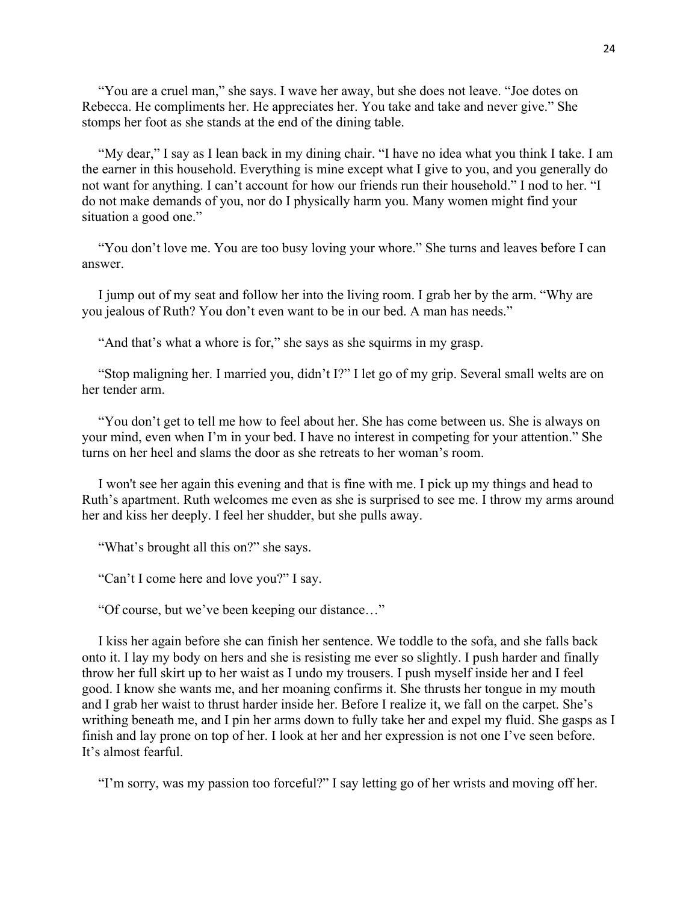"You are a cruel man," she says. I wave her away, but she does not leave. "Joe dotes on Rebecca. He compliments her. He appreciates her. You take and take and never give." She stomps her foot as she stands at the end of the dining table.

"My dear," I say as I lean back in my dining chair. "I have no idea what you think I take. I am the earner in this household. Everything is mine except what I give to you, and you generally do not want for anything. I can't account for how our friends run their household." I nod to her. "I do not make demands of you, nor do I physically harm you. Many women might find your situation a good one."

"You don't love me. You are too busy loving your whore." She turns and leaves before I can answer.

I jump out of my seat and follow her into the living room. I grab her by the arm. "Why are you jealous of Ruth? You don't even want to be in our bed. A man has needs."

"And that's what a whore is for," she says as she squirms in my grasp.

"Stop maligning her. I married you, didn't I?" I let go of my grip. Several small welts are on her tender arm.

"You don't get to tell me how to feel about her. She has come between us. She is always on your mind, even when I'm in your bed. I have no interest in competing for your attention." She turns on her heel and slams the door as she retreats to her woman's room.

I won't see her again this evening and that is fine with me. I pick up my things and head to Ruth's apartment. Ruth welcomes me even as she is surprised to see me. I throw my arms around her and kiss her deeply. I feel her shudder, but she pulls away.

"What's brought all this on?" she says.

"Can't I come here and love you?" I say.

"Of course, but we've been keeping our distance…"

I kiss her again before she can finish her sentence. We toddle to the sofa, and she falls back onto it. I lay my body on hers and she is resisting me ever so slightly. I push harder and finally throw her full skirt up to her waist as I undo my trousers. I push myself inside her and I feel good. I know she wants me, and her moaning confirms it. She thrusts her tongue in my mouth and I grab her waist to thrust harder inside her. Before I realize it, we fall on the carpet. She's writhing beneath me, and I pin her arms down to fully take her and expel my fluid. She gasps as I finish and lay prone on top of her. I look at her and her expression is not one I've seen before. It's almost fearful.

"I'm sorry, was my passion too forceful?" I say letting go of her wrists and moving off her.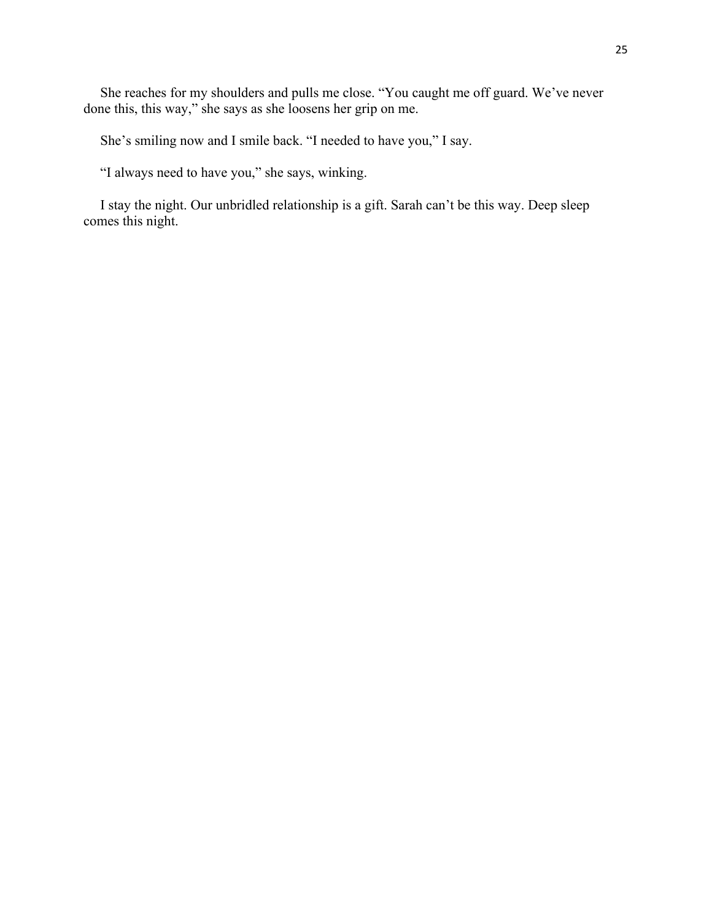She reaches for my shoulders and pulls me close. “You caught me off guard. We’ve never done this, this way,” she says as she loosens her grip on me.

She’s smiling now and I smile back. “I needed to have you,” I say.

“I always need to have you,” she says, winking.

I stay the night. Our unbridled relationship is a gift. Sarah can’t be this way. Deep sleep comes this night.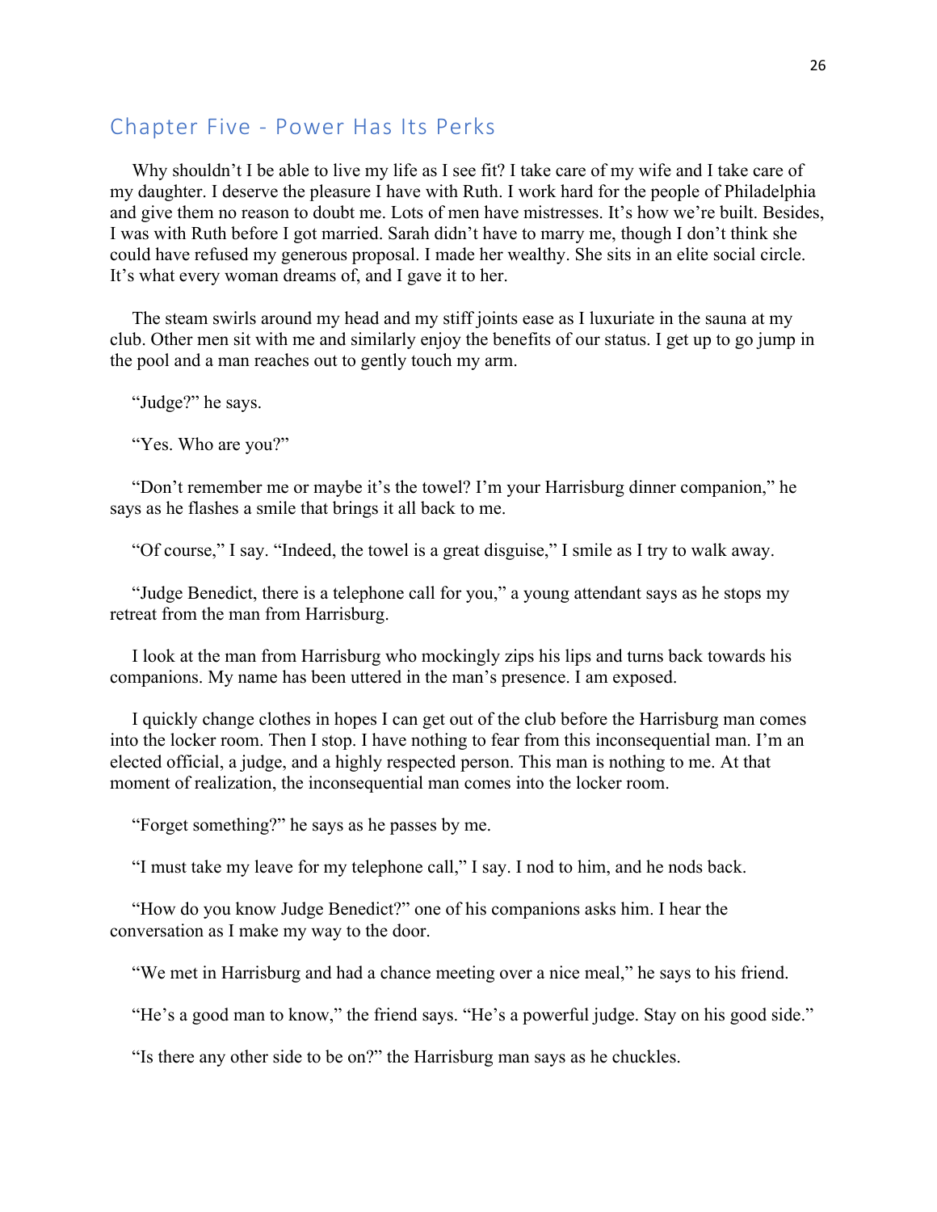## Chapter Five - Power Has Its Perks

Why shouldn't I be able to live my life as I see fit? I take care of my wife and I take care of my daughter. I deserve the pleasure I have with Ruth. I work hard for the people of Philadelphia and give them no reason to doubt me. Lots of men have mistresses. It's how we're built. Besides, I was with Ruth before I got married. Sarah didn't have to marry me, though I don't think she could have refused my generous proposal. I made her wealthy. She sits in an elite social circle. It's what every woman dreams of, and I gave it to her.

The steam swirls around my head and my stiff joints ease as I luxuriate in the sauna at my club. Other men sit with me and similarly enjoy the benefits of our status. I get up to go jump in the pool and a man reaches out to gently touch my arm.

"Judge?" he says.

"Yes. Who are you?"

"Don't remember me or maybe it's the towel? I'm your Harrisburg dinner companion," he says as he flashes a smile that brings it all back to me.

"Of course," I say. "Indeed, the towel is a great disguise," I smile as I try to walk away.

"Judge Benedict, there is a telephone call for you," a young attendant says as he stops my retreat from the man from Harrisburg.

I look at the man from Harrisburg who mockingly zips his lips and turns back towards his companions. My name has been uttered in the man's presence. I am exposed.

I quickly change clothes in hopes I can get out of the club before the Harrisburg man comes into the locker room. Then I stop. I have nothing to fear from this inconsequential man. I'm an elected official, a judge, and a highly respected person. This man is nothing to me. At that moment of realization, the inconsequential man comes into the locker room.

"Forget something?" he says as he passes by me.

"I must take my leave for my telephone call," I say. I nod to him, and he nods back.

"How do you know Judge Benedict?" one of his companions asks him. I hear the conversation as I make my way to the door.

"We met in Harrisburg and had a chance meeting over a nice meal," he says to his friend.

"He's a good man to know," the friend says. "He's a powerful judge. Stay on his good side."

"Is there any other side to be on?" the Harrisburg man says as he chuckles.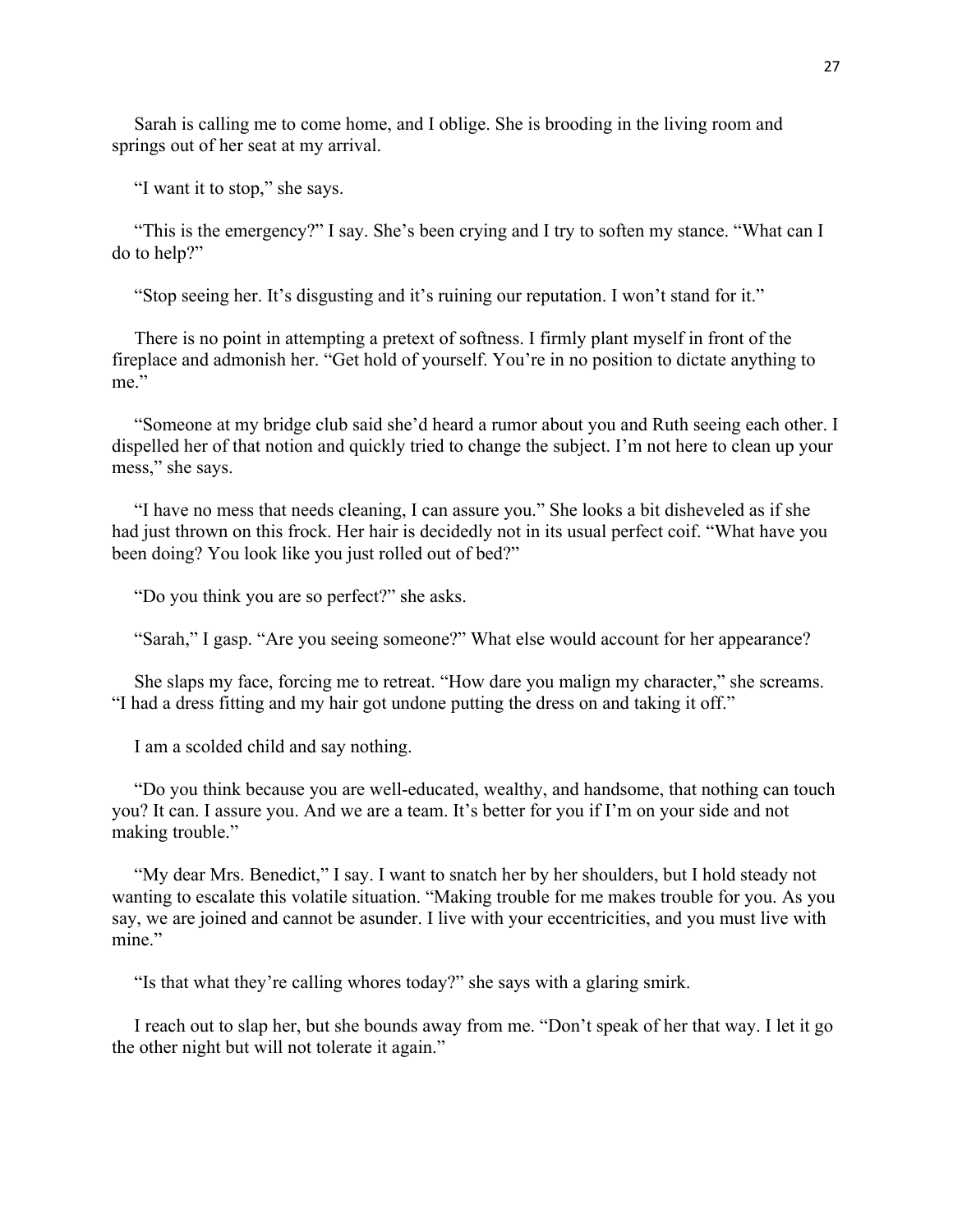Sarah is calling me to come home, and I oblige. She is brooding in the living room and springs out of her seat at my arrival.

"I want it to stop," she says.

"This is the emergency?" I say. She's been crying and I try to soften my stance. "What can I do to help?"

"Stop seeing her. It's disgusting and it's ruining our reputation. I won't stand for it."

There is no point in attempting a pretext of softness. I firmly plant myself in front of the fireplace and admonish her. "Get hold of yourself. You're in no position to dictate anything to me."

"Someone at my bridge club said she'd heard a rumor about you and Ruth seeing each other. I dispelled her of that notion and quickly tried to change the subject. I'm not here to clean up your mess," she says.

"I have no mess that needs cleaning, I can assure you." She looks a bit disheveled as if she had just thrown on this frock. Her hair is decidedly not in its usual perfect coif. "What have you been doing? You look like you just rolled out of bed?"

"Do you think you are so perfect?" she asks.

"Sarah," I gasp. "Are you seeing someone?" What else would account for her appearance?

She slaps my face, forcing me to retreat. "How dare you malign my character," she screams. "I had a dress fitting and my hair got undone putting the dress on and taking it off."

I am a scolded child and say nothing.

"Do you think because you are well-educated, wealthy, and handsome, that nothing can touch you? It can. I assure you. And we are a team. It's better for you if I'm on your side and not making trouble."

"My dear Mrs. Benedict," I say. I want to snatch her by her shoulders, but I hold steady not wanting to escalate this volatile situation. "Making trouble for me makes trouble for you. As you say, we are joined and cannot be asunder. I live with your eccentricities, and you must live with mine."

"Is that what they're calling whores today?" she says with a glaring smirk.

I reach out to slap her, but she bounds away from me. "Don't speak of her that way. I let it go the other night but will not tolerate it again."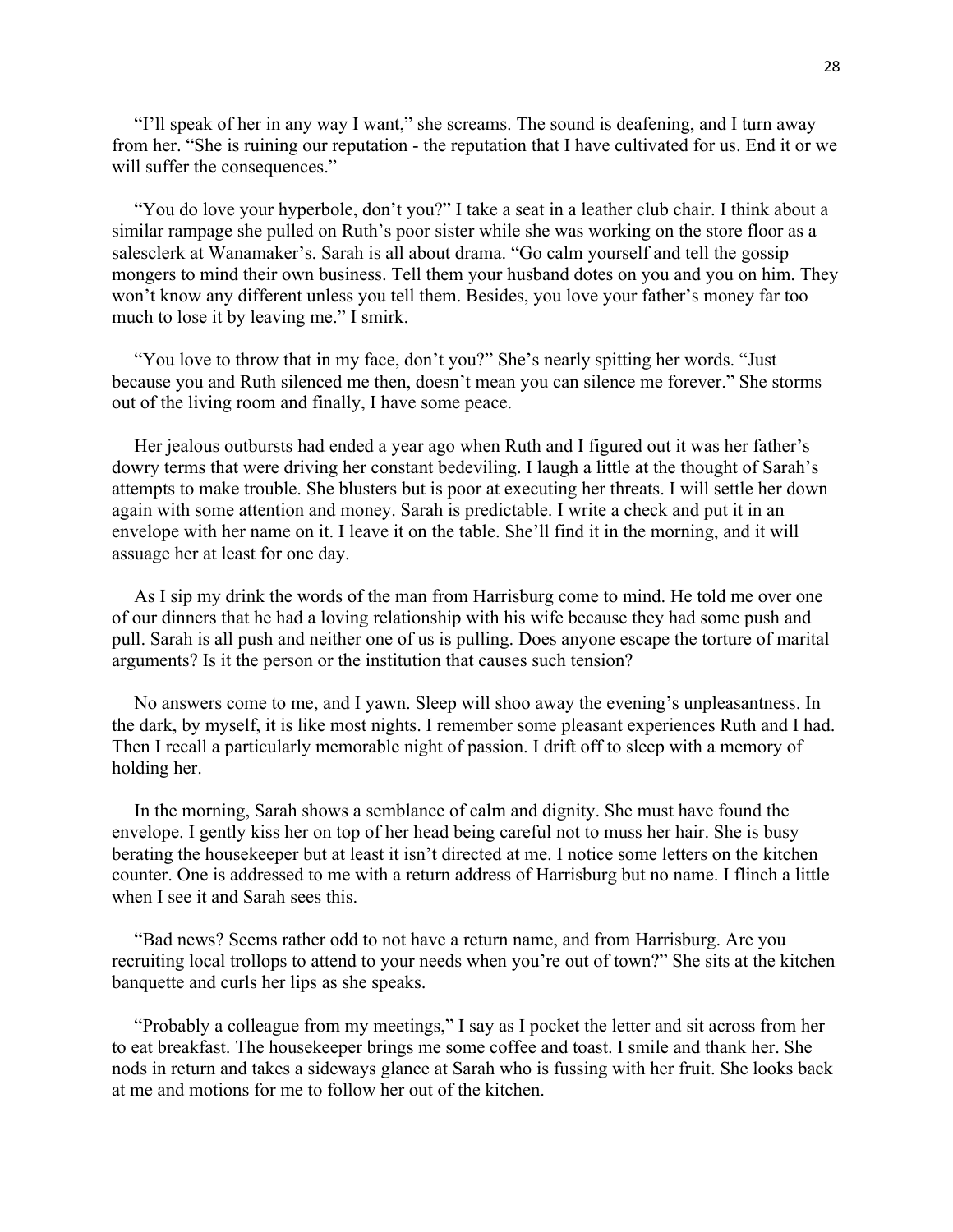"I'll speak of her in any way I want," she screams. The sound is deafening, and I turn away from her. "She is ruining our reputation - the reputation that I have cultivated for us. End it or we will suffer the consequences."

"You do love your hyperbole, don't you?" I take a seat in a leather club chair. I think about a similar rampage she pulled on Ruth's poor sister while she was working on the store floor as a salesclerk at Wanamaker's. Sarah is all about drama. "Go calm yourself and tell the gossip mongers to mind their own business. Tell them your husband dotes on you and you on him. They won't know any different unless you tell them. Besides, you love your father's money far too much to lose it by leaving me." I smirk.

"You love to throw that in my face, don't you?" She's nearly spitting her words. "Just because you and Ruth silenced me then, doesn't mean you can silence me forever." She storms out of the living room and finally, I have some peace.

Her jealous outbursts had ended a year ago when Ruth and I figured out it was her father's dowry terms that were driving her constant bedeviling. I laugh a little at the thought of Sarah's attempts to make trouble. She blusters but is poor at executing her threats. I will settle her down again with some attention and money. Sarah is predictable. I write a check and put it in an envelope with her name on it. I leave it on the table. She'll find it in the morning, and it will assuage her at least for one day.

As I sip my drink the words of the man from Harrisburg come to mind. He told me over one of our dinners that he had a loving relationship with his wife because they had some push and pull. Sarah is all push and neither one of us is pulling. Does anyone escape the torture of marital arguments? Is it the person or the institution that causes such tension?

No answers come to me, and I yawn. Sleep will shoo away the evening's unpleasantness. In the dark, by myself, it is like most nights. I remember some pleasant experiences Ruth and I had. Then I recall a particularly memorable night of passion. I drift off to sleep with a memory of holding her.

In the morning, Sarah shows a semblance of calm and dignity. She must have found the envelope. I gently kiss her on top of her head being careful not to muss her hair. She is busy berating the housekeeper but at least it isn't directed at me. I notice some letters on the kitchen counter. One is addressed to me with a return address of Harrisburg but no name. I flinch a little when I see it and Sarah sees this.

"Bad news? Seems rather odd to not have a return name, and from Harrisburg. Are you recruiting local trollops to attend to your needs when you're out of town?" She sits at the kitchen banquette and curls her lips as she speaks.

"Probably a colleague from my meetings," I say as I pocket the letter and sit across from her to eat breakfast. The housekeeper brings me some coffee and toast. I smile and thank her. She nods in return and takes a sideways glance at Sarah who is fussing with her fruit. She looks back at me and motions for me to follow her out of the kitchen.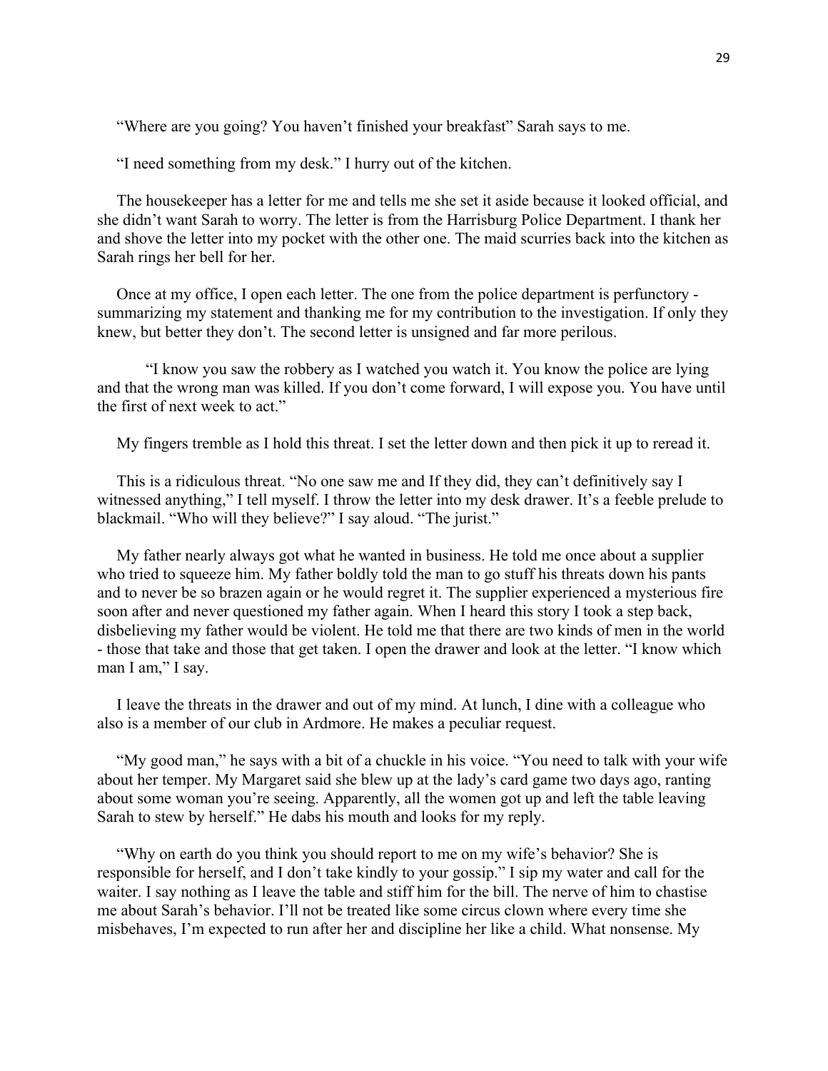"Where are you going? You haven't finished your breakfast" Sarah says to me.

"I need something from my desk." I hurry out of the kitchen.

The housekeeper has a letter for me and tells me she set it aside because it looked official, and she didn't want Sarah to worry. The letter is from the Harrisburg Police Department. I thank her and shove the letter into my pocket with the other one. The maid scurries back into the kitchen as Sarah rings her bell for her.

Once at my office, I open each letter. The one from the police department is perfunctory - summarizing my statement and thanking me for my contribution to the investigation. If only they knew, but better they don't. The second letter is unsigned and far more perilous.

"I know you saw the robbery as I watched you watch it. You know the police are lying and that the wrong man was killed. If you don't come forward, I will expose you. You have until the first of next week to act."

My fingers tremble as I hold this threat. I set the letter down and then pick it up to reread it.

This is a ridiculous threat. "No one saw me and If they did, they can't definitively say I witnessed anything," I tell myself. I throw the letter into my desk drawer. It's a feeble prelude to blackmail. "Who will they believe?" I say aloud. "The jurist."

My father nearly always got what he wanted in business. He told me once about a supplier who tried to squeeze him. My father boldly told the man to go stuff his threats down his pants and to never be so brazen again or he would regret it. The supplier experienced a mysterious fire soon after and never questioned my father again. When I heard this story I took a step back, disbelieving my father would be violent. He told me that there are two kinds of men in the world - those that take and those that get taken. I open the drawer and look at the letter. "I know which man I am," I say.

I leave the threats in the drawer and out of my mind. At lunch, I dine with a colleague who also is a member of our club in Ardmore. He makes a peculiar request.

"My good man," he says with a bit of a chuckle in his voice. "You need to talk with your wife about her temper. My Margaret said she blew up at the lady's card game two days ago, ranting about some woman you're seeing. Apparently, all the women got up and left the table leaving Sarah to stew by herself." He dabs his mouth and looks for my reply.

"Why on earth do you think you should report to me on my wife's behavior? She is responsible for herself, and I don't take kindly to your gossip." I sip my water and call for the waiter. I say nothing as I leave the table and stiff him for the bill. The nerve of him to chastise me about Sarah's behavior. I'll not be treated like some circus clown where every time she misbehaves, I'm expected to run after her and discipline her like a child. What nonsense. My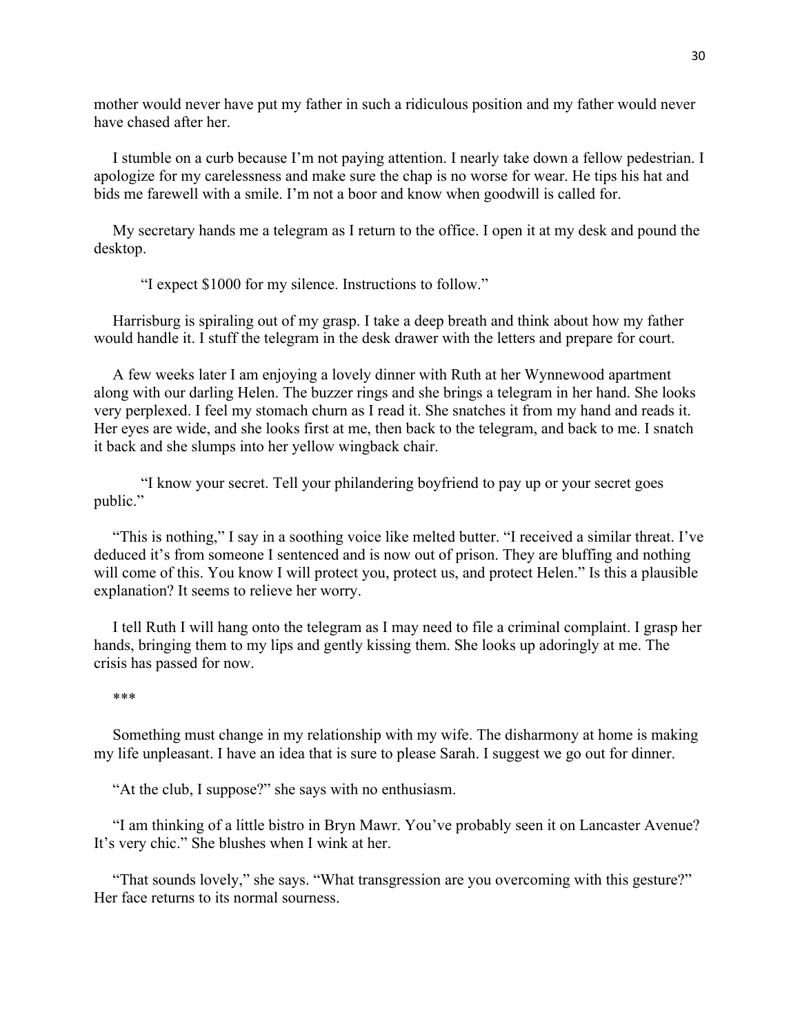mother would never have put my father in such a ridiculous position and my father would never have chased after her.

I stumble on a curb because I'm not paying attention. I nearly take down a fellow pedestrian. I apologize for my carelessness and make sure the chap is no worse for wear. He tips his hat and bids me farewell with a smile. I'm not a boor and know when goodwill is called for.

My secretary hands me a telegram as I return to the office. I open it at my desk and pound the desktop.

> "I expect $1000 for my silence. Instructions to follow."

Harrisburg is spiraling out of my grasp. I take a deep breath and think about how my father would handle it. I stuff the telegram in the desk drawer with the letters and prepare for court.

A few weeks later I am enjoying a lovely dinner with Ruth at her Wynnewood apartment along with our darling Helen. The buzzer rings and she brings a telegram in her hand. She looks very perplexed. I feel my stomach churn as I read it. She snatches it from my hand and reads it. Her eyes are wide, and she looks first at me, then back to the telegram, and back to me. I snatch it back and she slumps into her yellow wingback chair.

> "I know your secret. Tell your philandering boyfriend to pay up or your secret goes public."

"This is nothing," I say in a soothing voice like melted butter. "I received a similar threat. I've deduced it's from someone I sentenced and is now out of prison. They are bluffing and nothing will come of this. You know I will protect you, protect us, and protect Helen." Is this a plausible explanation? It seems to relieve her worry.

I tell Ruth I will hang onto the telegram as I may need to file a criminal complaint. I grasp her hands, bringing them to my lips and gently kissing them. She looks up adoringly at me. The crisis has passed for now.

***

Something must change in my relationship with my wife. The disharmony at home is making my life unpleasant. I have an idea that is sure to please Sarah. I suggest we go out for dinner.

"At the club, I suppose?" she says with no enthusiasm.

"I am thinking of a little bistro in Bryn Mawr. You've probably seen it on Lancaster Avenue? It's very chic." She blushes when I wink at her.

"That sounds lovely," she says. "What transgression are you overcoming with this gesture?" Her face returns to its normal sourness.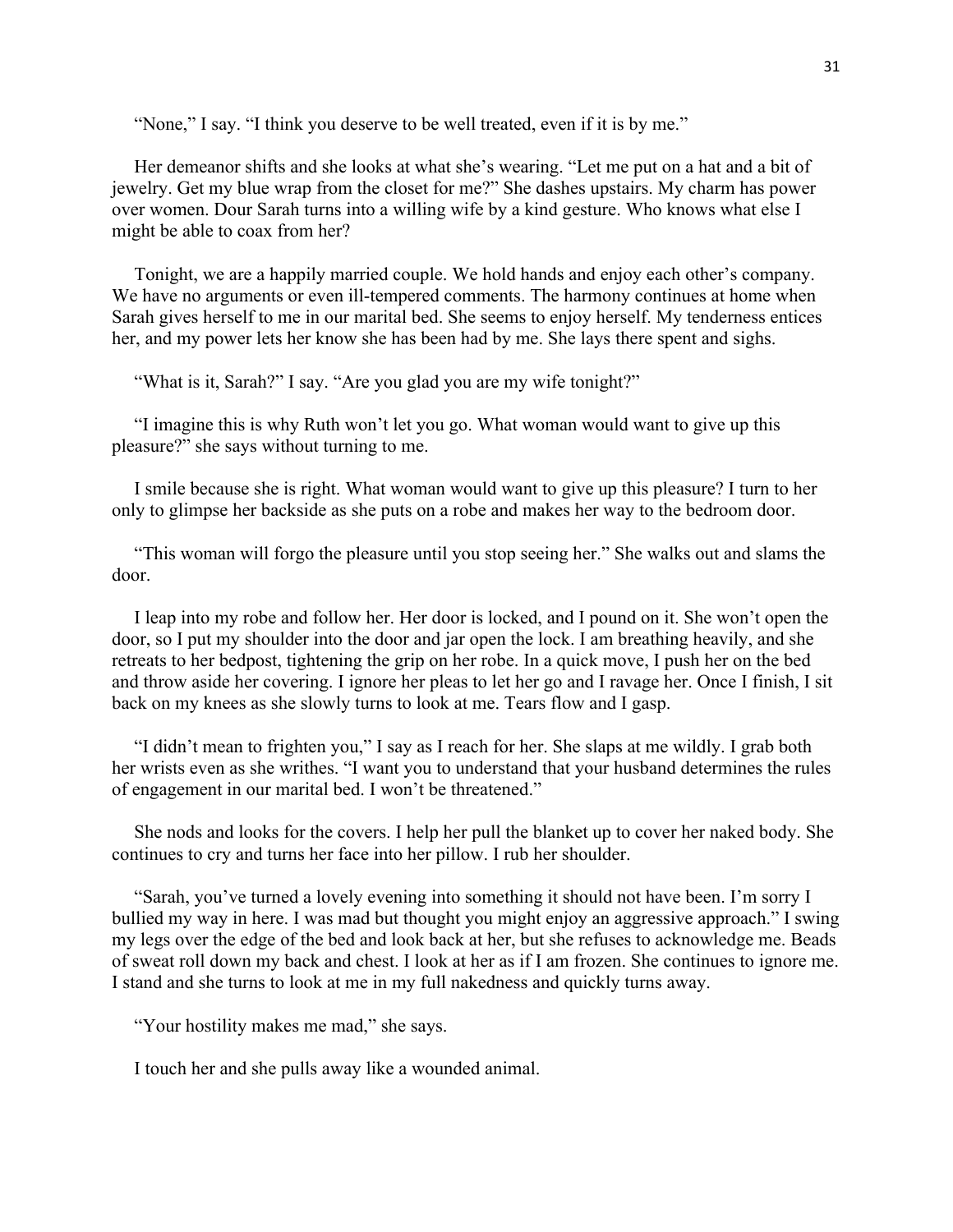"None," I say. "I think you deserve to be well treated, even if it is by me."

Her demeanor shifts and she looks at what she's wearing. "Let me put on a hat and a bit of jewelry. Get my blue wrap from the closet for me?" She dashes upstairs. My charm has power over women. Dour Sarah turns into a willing wife by a kind gesture. Who knows what else I might be able to coax from her?

Tonight, we are a happily married couple. We hold hands and enjoy each other's company. We have no arguments or even ill-tempered comments. The harmony continues at home when Sarah gives herself to me in our marital bed. She seems to enjoy herself. My tenderness entices her, and my power lets her know she has been had by me. She lays there spent and sighs.

"What is it, Sarah?" I say. "Are you glad you are my wife tonight?"

"I imagine this is why Ruth won't let you go. What woman would want to give up this pleasure?" she says without turning to me.

I smile because she is right. What woman would want to give up this pleasure? I turn to her only to glimpse her backside as she puts on a robe and makes her way to the bedroom door.

"This woman will forgo the pleasure until you stop seeing her." She walks out and slams the door.

I leap into my robe and follow her. Her door is locked, and I pound on it. She won't open the door, so I put my shoulder into the door and jar open the lock. I am breathing heavily, and she retreats to her bedpost, tightening the grip on her robe. In a quick move, I push her on the bed and throw aside her covering. I ignore her pleas to let her go and I ravage her. Once I finish, I sit back on my knees as she slowly turns to look at me. Tears flow and I gasp.

"I didn't mean to frighten you," I say as I reach for her. She slaps at me wildly. I grab both her wrists even as she writhes. "I want you to understand that your husband determines the rules of engagement in our marital bed. I won't be threatened."

She nods and looks for the covers. I help her pull the blanket up to cover her naked body. She continues to cry and turns her face into her pillow. I rub her shoulder.

"Sarah, you've turned a lovely evening into something it should not have been. I'm sorry I bullied my way in here. I was mad but thought you might enjoy an aggressive approach." I swing my legs over the edge of the bed and look back at her, but she refuses to acknowledge me. Beads of sweat roll down my back and chest. I look at her as if I am frozen. She continues to ignore me. I stand and she turns to look at me in my full nakedness and quickly turns away.

"Your hostility makes me mad," she says.

I touch her and she pulls away like a wounded animal.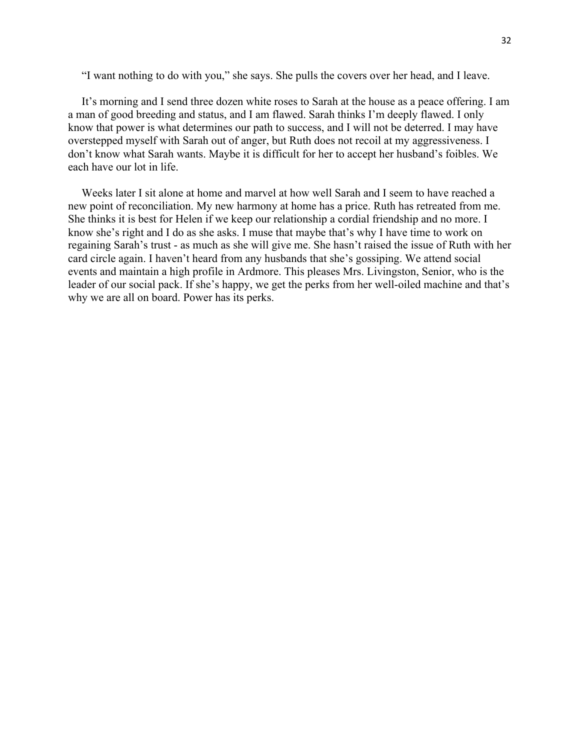"I want nothing to do with you," she says. She pulls the covers over her head, and I leave.

It's morning and I send three dozen white roses to Sarah at the house as a peace offering. I am a man of good breeding and status, and I am flawed. Sarah thinks I'm deeply flawed. I only know that power is what determines our path to success, and I will not be deterred. I may have overstepped myself with Sarah out of anger, but Ruth does not recoil at my aggressiveness. I don't know what Sarah wants. Maybe it is difficult for her to accept her husband's foibles. We each have our lot in life.

Weeks later I sit alone at home and marvel at how well Sarah and I seem to have reached a new point of reconciliation. My new harmony at home has a price. Ruth has retreated from me. She thinks it is best for Helen if we keep our relationship a cordial friendship and no more. I know she's right and I do as she asks. I muse that maybe that's why I have time to work on regaining Sarah's trust - as much as she will give me. She hasn't raised the issue of Ruth with her card circle again. I haven't heard from any husbands that she's gossiping. We attend social events and maintain a high profile in Ardmore. This pleases Mrs. Livingston, Senior, who is the leader of our social pack. If she's happy, we get the perks from her well-oiled machine and that's why we are all on board. Power has its perks.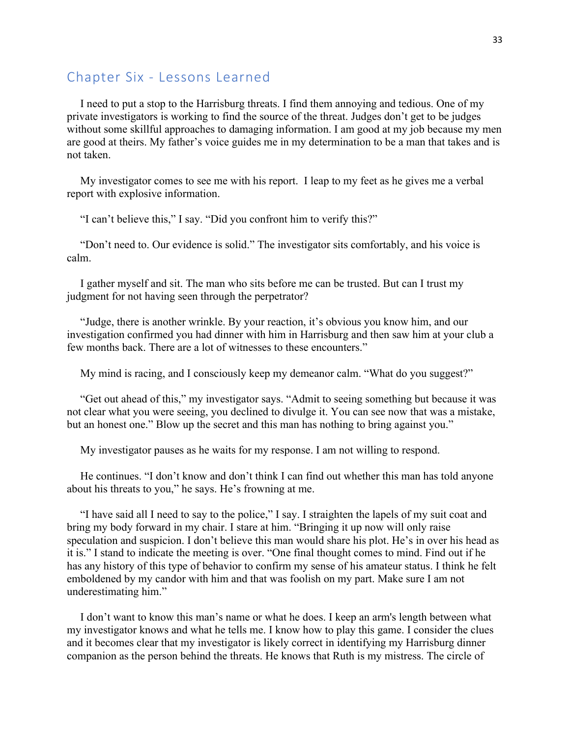## Chapter Six - Lessons Learned

I need to put a stop to the Harrisburg threats. I find them annoying and tedious. One of my private investigators is working to find the source of the threat. Judges don't get to be judges without some skillful approaches to damaging information. I am good at my job because my men are good at theirs. My father's voice guides me in my determination to be a man that takes and is not taken.

My investigator comes to see me with his report. I leap to my feet as he gives me a verbal report with explosive information.

"I can't believe this," I say. "Did you confront him to verify this?"

"Don't need to. Our evidence is solid." The investigator sits comfortably, and his voice is calm.

I gather myself and sit. The man who sits before me can be trusted. But can I trust my judgment for not having seen through the perpetrator?

"Judge, there is another wrinkle. By your reaction, it's obvious you know him, and our investigation confirmed you had dinner with him in Harrisburg and then saw him at your club a few months back. There are a lot of witnesses to these encounters."

My mind is racing, and I consciously keep my demeanor calm. "What do you suggest?"

"Get out ahead of this," my investigator says. "Admit to seeing something but because it was not clear what you were seeing, you declined to divulge it. You can see now that was a mistake, but an honest one." Blow up the secret and this man has nothing to bring against you."

My investigator pauses as he waits for my response. I am not willing to respond.

He continues. "I don't know and don't think I can find out whether this man has told anyone about his threats to you," he says. He's frowning at me.

"I have said all I need to say to the police," I say. I straighten the lapels of my suit coat and bring my body forward in my chair. I stare at him. "Bringing it up now will only raise speculation and suspicion. I don't believe this man would share his plot. He's in over his head as it is." I stand to indicate the meeting is over. "One final thought comes to mind. Find out if he has any history of this type of behavior to confirm my sense of his amateur status. I think he felt emboldened by my candor with him and that was foolish on my part. Make sure I am not underestimating him."

I don't want to know this man's name or what he does. I keep an arm's length between what my investigator knows and what he tells me. I know how to play this game. I consider the clues and it becomes clear that my investigator is likely correct in identifying my Harrisburg dinner companion as the person behind the threats. He knows that Ruth is my mistress. The circle of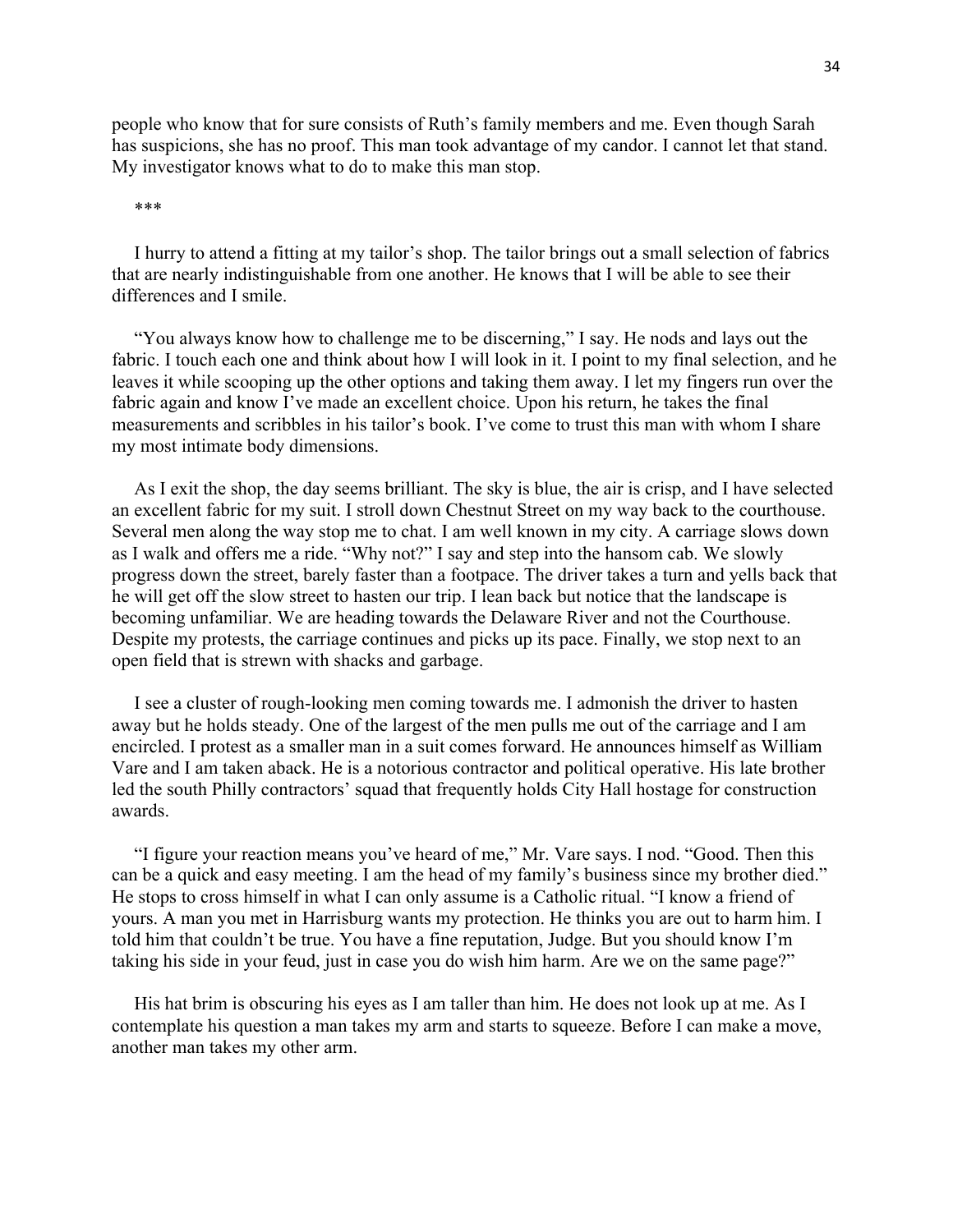people who know that for sure consists of Ruth's family members and me. Even though Sarah has suspicions, she has no proof. This man took advantage of my candor. I cannot let that stand. My investigator knows what to do to make this man stop.

***

I hurry to attend a fitting at my tailor's shop. The tailor brings out a small selection of fabrics that are nearly indistinguishable from one another. He knows that I will be able to see their differences and I smile.

"You always know how to challenge me to be discerning," I say. He nods and lays out the fabric. I touch each one and think about how I will look in it. I point to my final selection, and he leaves it while scooping up the other options and taking them away. I let my fingers run over the fabric again and know I've made an excellent choice. Upon his return, he takes the final measurements and scribbles in his tailor's book. I've come to trust this man with whom I share my most intimate body dimensions.

As I exit the shop, the day seems brilliant. The sky is blue, the air is crisp, and I have selected an excellent fabric for my suit. I stroll down Chestnut Street on my way back to the courthouse. Several men along the way stop me to chat. I am well known in my city. A carriage slows down as I walk and offers me a ride. "Why not?" I say and step into the hansom cab. We slowly progress down the street, barely faster than a footpace. The driver takes a turn and yells back that he will get off the slow street to hasten our trip. I lean back but notice that the landscape is becoming unfamiliar. We are heading towards the Delaware River and not the Courthouse. Despite my protests, the carriage continues and picks up its pace. Finally, we stop next to an open field that is strewn with shacks and garbage.

I see a cluster of rough-looking men coming towards me. I admonish the driver to hasten away but he holds steady. One of the largest of the men pulls me out of the carriage and I am encircled. I protest as a smaller man in a suit comes forward. He announces himself as William Vare and I am taken aback. He is a notorious contractor and political operative. His late brother led the south Philly contractors' squad that frequently holds City Hall hostage for construction awards.

"I figure your reaction means you've heard of me," Mr. Vare says. I nod. "Good. Then this can be a quick and easy meeting. I am the head of my family's business since my brother died." He stops to cross himself in what I can only assume is a Catholic ritual. "I know a friend of yours. A man you met in Harrisburg wants my protection. He thinks you are out to harm him. I told him that couldn't be true. You have a fine reputation, Judge. But you should know I'm taking his side in your feud, just in case you do wish him harm. Are we on the same page?"

His hat brim is obscuring his eyes as I am taller than him. He does not look up at me. As I contemplate his question a man takes my arm and starts to squeeze. Before I can make a move, another man takes my other arm.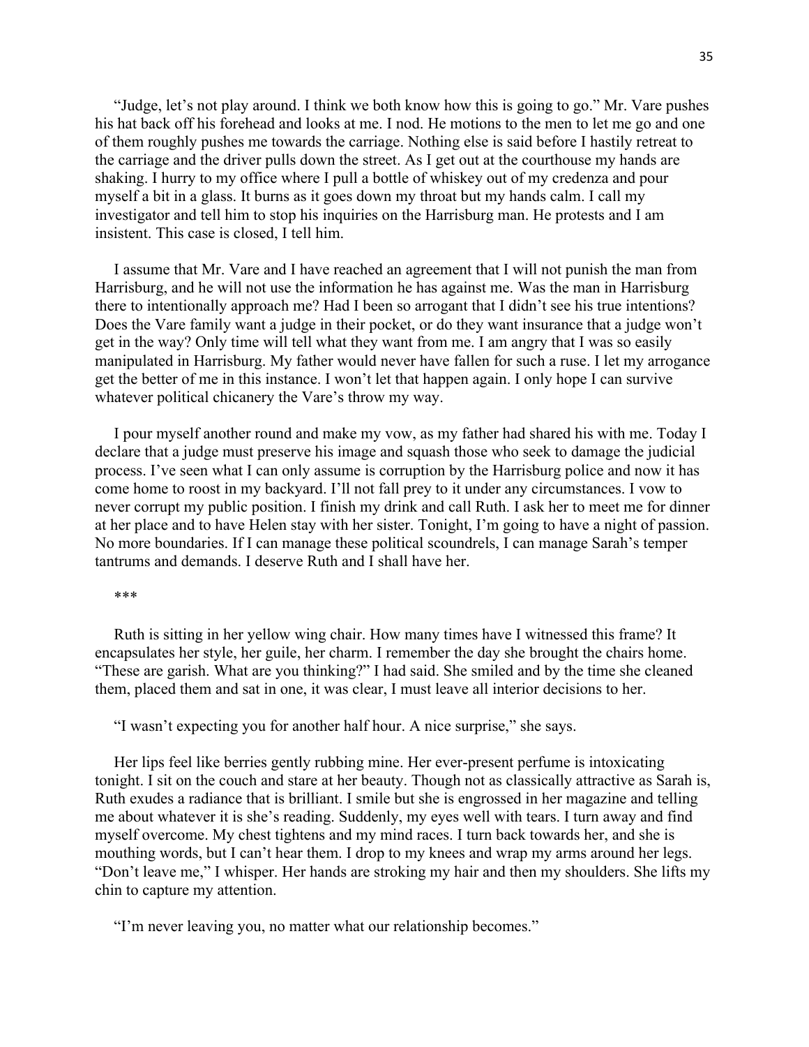"Judge, let's not play around. I think we both know how this is going to go." Mr. Vare pushes his hat back off his forehead and looks at me. I nod. He motions to the men to let me go and one of them roughly pushes me towards the carriage. Nothing else is said before I hastily retreat to the carriage and the driver pulls down the street. As I get out at the courthouse my hands are shaking. I hurry to my office where I pull a bottle of whiskey out of my credenza and pour myself a bit in a glass. It burns as it goes down my throat but my hands calm. I call my investigator and tell him to stop his inquiries on the Harrisburg man. He protests and I am insistent. This case is closed, I tell him.

I assume that Mr. Vare and I have reached an agreement that I will not punish the man from Harrisburg, and he will not use the information he has against me. Was the man in Harrisburg there to intentionally approach me? Had I been so arrogant that I didn't see his true intentions? Does the Vare family want a judge in their pocket, or do they want insurance that a judge won't get in the way? Only time will tell what they want from me. I am angry that I was so easily manipulated in Harrisburg. My father would never have fallen for such a ruse. I let my arrogance get the better of me in this instance. I won't let that happen again. I only hope I can survive whatever political chicanery the Vare's throw my way.

I pour myself another round and make my vow, as my father had shared his with me. Today I declare that a judge must preserve his image and squash those who seek to damage the judicial process. I've seen what I can only assume is corruption by the Harrisburg police and now it has come home to roost in my backyard. I'll not fall prey to it under any circumstances. I vow to never corrupt my public position. I finish my drink and call Ruth. I ask her to meet me for dinner at her place and to have Helen stay with her sister. Tonight, I'm going to have a night of passion. No more boundaries. If I can manage these political scoundrels, I can manage Sarah's temper tantrums and demands. I deserve Ruth and I shall have her.

***

Ruth is sitting in her yellow wing chair. How many times have I witnessed this frame? It encapsulates her style, her guile, her charm. I remember the day she brought the chairs home. "These are garish. What are you thinking?" I had said. She smiled and by the time she cleaned them, placed them and sat in one, it was clear, I must leave all interior decisions to her.

"I wasn't expecting you for another half hour. A nice surprise," she says.

Her lips feel like berries gently rubbing mine. Her ever-present perfume is intoxicating tonight. I sit on the couch and stare at her beauty. Though not as classically attractive as Sarah is, Ruth exudes a radiance that is brilliant. I smile but she is engrossed in her magazine and telling me about whatever it is she's reading. Suddenly, my eyes well with tears. I turn away and find myself overcome. My chest tightens and my mind races. I turn back towards her, and she is mouthing words, but I can't hear them. I drop to my knees and wrap my arms around her legs. "Don't leave me," I whisper. Her hands are stroking my hair and then my shoulders. She lifts my chin to capture my attention.

"I'm never leaving you, no matter what our relationship becomes."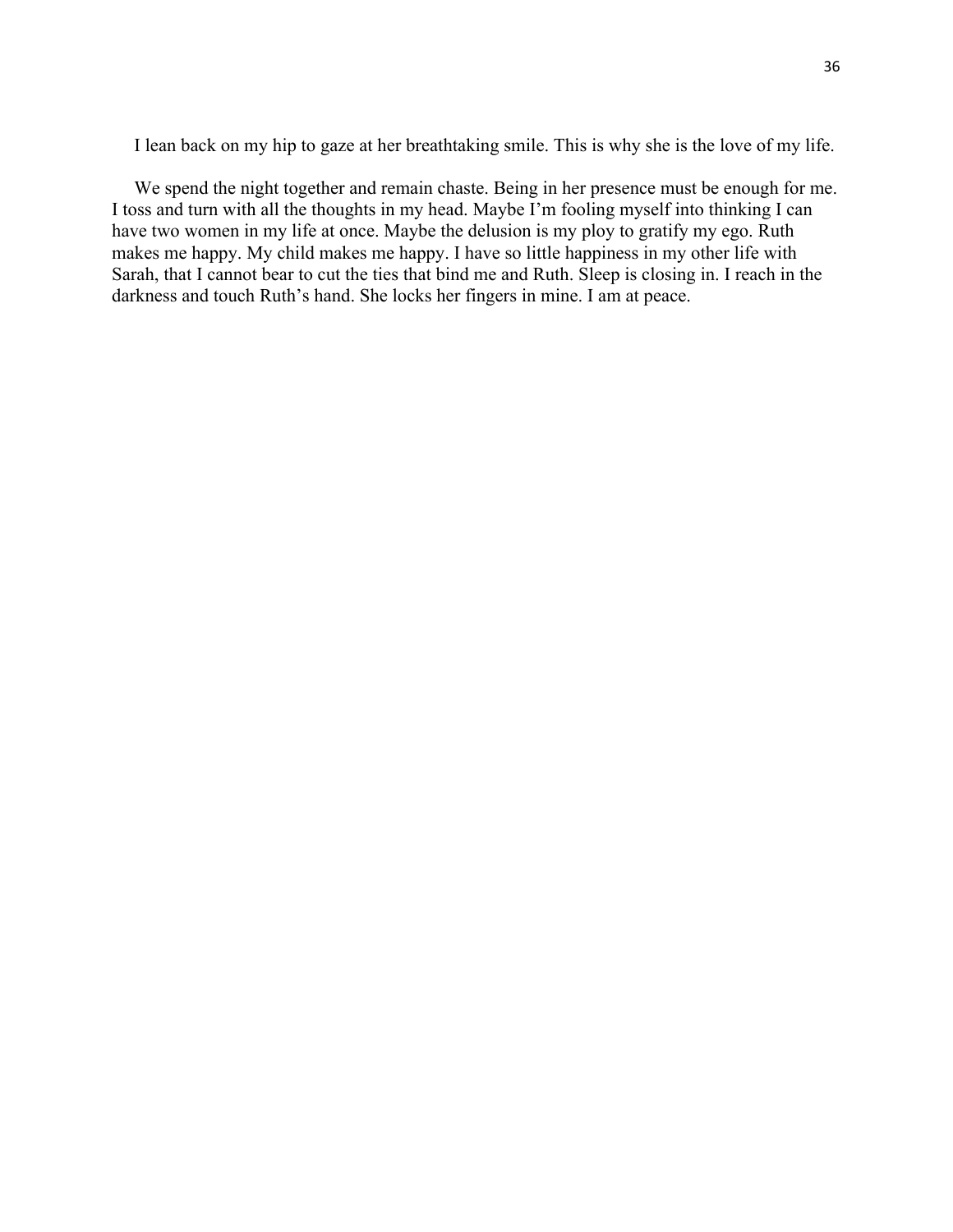I lean back on my hip to gaze at her breathtaking smile. This is why she is the love of my life.

We spend the night together and remain chaste. Being in her presence must be enough for me. I toss and turn with all the thoughts in my head. Maybe I'm fooling myself into thinking I can have two women in my life at once. Maybe the delusion is my ploy to gratify my ego. Ruth makes me happy. My child makes me happy. I have so little happiness in my other life with Sarah, that I cannot bear to cut the ties that bind me and Ruth. Sleep is closing in. I reach in the darkness and touch Ruth's hand. She locks her fingers in mine. I am at peace.